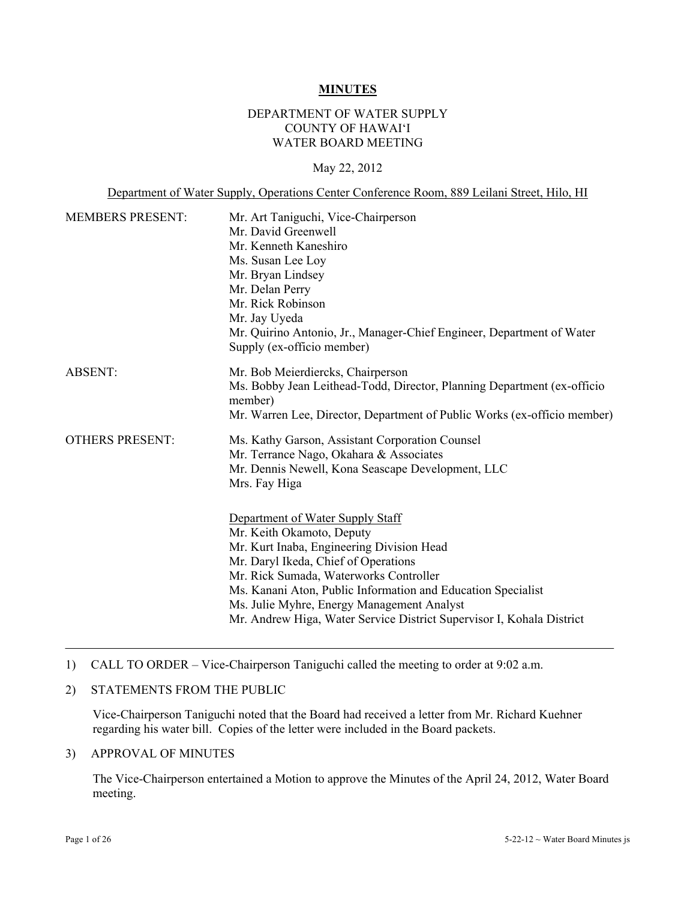# MINUTES

DEPARTMENT OF WATER SUPPLY
COUNTY OF HAWAI'I
WATER BOARD MEETING

May 22, 2012

Department of Water Supply, Operations Center Conference Room, 889 Leilani Street, Hilo, HI

MEMBERS PRESENT:
- Mr. Art Taniguchi, Vice-Chairperson
- Mr. David Greenwell
- Mr. Kenneth Kaneshiro
- Ms. Susan Lee Loy
- Mr. Bryan Lindsey
- Mr. Delan Perry
- Mr. Rick Robinson
- Mr. Jay Uyeda
- Mr. Quirino Antonio, Jr., Manager-Chief Engineer, Department of Water Supply (ex-officio member)

ABSENT:
- Mr. Bob Meierdiercks, Chairperson
- Ms. Bobby Jean Leithead-Todd, Director, Planning Department (ex-officio member)
- Mr. Warren Lee, Director, Department of Public Works (ex-officio member)

OTHERS PRESENT:
- Ms. Kathy Garson, Assistant Corporation Counsel
- Mr. Terrance Nago, Okahara & Associates
- Mr. Dennis Newell, Kona Seascape Development, LLC
- Mrs. Fay Higa

Department of Water Supply Staff
- Mr. Keith Okamoto, Deputy
- Mr. Kurt Inaba, Engineering Division Head
- Mr. Daryl Ikeda, Chief of Operations
- Mr. Rick Sumada, Waterworks Controller
- Ms. Kanani Aton, Public Information and Education Specialist
- Ms. Julie Myhre, Energy Management Analyst
- Mr. Andrew Higa, Water Service District Supervisor I, Kohala District

---

1) CALL TO ORDER – Vice-Chairperson Taniguchi called the meeting to order at 9:02 a.m.

2) STATEMENTS FROM THE PUBLIC

   Vice-Chairperson Taniguchi noted that the Board had received a letter from Mr. Richard Kuehner regarding his water bill. Copies of the letter were included in the Board packets.

3) APPROVAL OF MINUTES

   The Vice-Chairperson entertained a Motion to approve the Minutes of the April 24, 2012, Water Board meeting.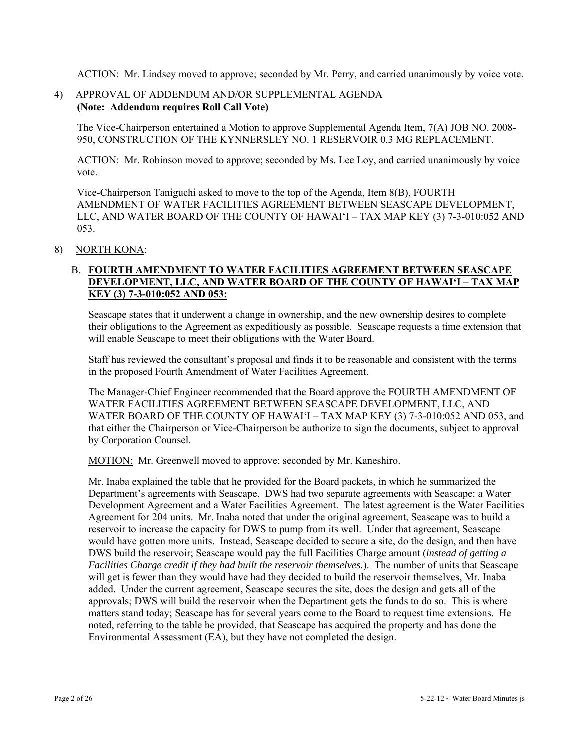ACTION: Mr. Lindsey moved to approve; seconded by Mr. Perry, and carried unanimously by voice vote.

4) APPROVAL OF ADDENDUM AND/OR SUPPLEMENTAL AGENDA
**(Note: Addendum requires Roll Call Vote)**

The Vice-Chairperson entertained a Motion to approve Supplemental Agenda Item, 7(A) JOB NO. 2008-950, CONSTRUCTION OF THE KYNNERSLEY NO. 1 RESERVOIR 0.3 MG REPLACEMENT.

ACTION: Mr. Robinson moved to approve; seconded by Ms. Lee Loy, and carried unanimously by voice vote.

Vice-Chairperson Taniguchi asked to move to the top of the Agenda, Item 8(B), FOURTH AMENDMENT OF WATER FACILITIES AGREEMENT BETWEEN SEASCAPE DEVELOPMENT, LLC, AND WATER BOARD OF THE COUNTY OF HAWAI'I – TAX MAP KEY (3) 7-3-010:052 AND 053.

8) NORTH KONA:

B. **FOURTH AMENDMENT TO WATER FACILITIES AGREEMENT BETWEEN SEASCAPE DEVELOPMENT, LLC, AND WATER BOARD OF THE COUNTY OF HAWAI'I – TAX MAP KEY (3) 7-3-010:052 AND 053:**

Seascape states that it underwent a change in ownership, and the new ownership desires to complete their obligations to the Agreement as expeditiously as possible. Seascape requests a time extension that will enable Seascape to meet their obligations with the Water Board.

Staff has reviewed the consultant's proposal and finds it to be reasonable and consistent with the terms in the proposed Fourth Amendment of Water Facilities Agreement.

The Manager-Chief Engineer recommended that the Board approve the FOURTH AMENDMENT OF WATER FACILITIES AGREEMENT BETWEEN SEASCAPE DEVELOPMENT, LLC, AND WATER BOARD OF THE COUNTY OF HAWAI'I – TAX MAP KEY (3) 7-3-010:052 AND 053, and that either the Chairperson or Vice-Chairperson be authorize to sign the documents, subject to approval by Corporation Counsel.

MOTION: Mr. Greenwell moved to approve; seconded by Mr. Kaneshiro.

Mr. Inaba explained the table that he provided for the Board packets, in which he summarized the Department's agreements with Seascape. DWS had two separate agreements with Seascape: a Water Development Agreement and a Water Facilities Agreement. The latest agreement is the Water Facilities Agreement for 204 units. Mr. Inaba noted that under the original agreement, Seascape was to build a reservoir to increase the capacity for DWS to pump from its well. Under that agreement, Seascape would have gotten more units. Instead, Seascape decided to secure a site, do the design, and then have DWS build the reservoir; Seascape would pay the full Facilities Charge amount (*instead of getting a Facilities Charge credit if they had built the reservoir themselves.*). The number of units that Seascape will get is fewer than they would have had they decided to build the reservoir themselves, Mr. Inaba added. Under the current agreement, Seascape secures the site, does the design and gets all of the approvals; DWS will build the reservoir when the Department gets the funds to do so. This is where matters stand today; Seascape has for several years come to the Board to request time extensions. He noted, referring to the table he provided, that Seascape has acquired the property and has done the Environmental Assessment (EA), but they have not completed the design.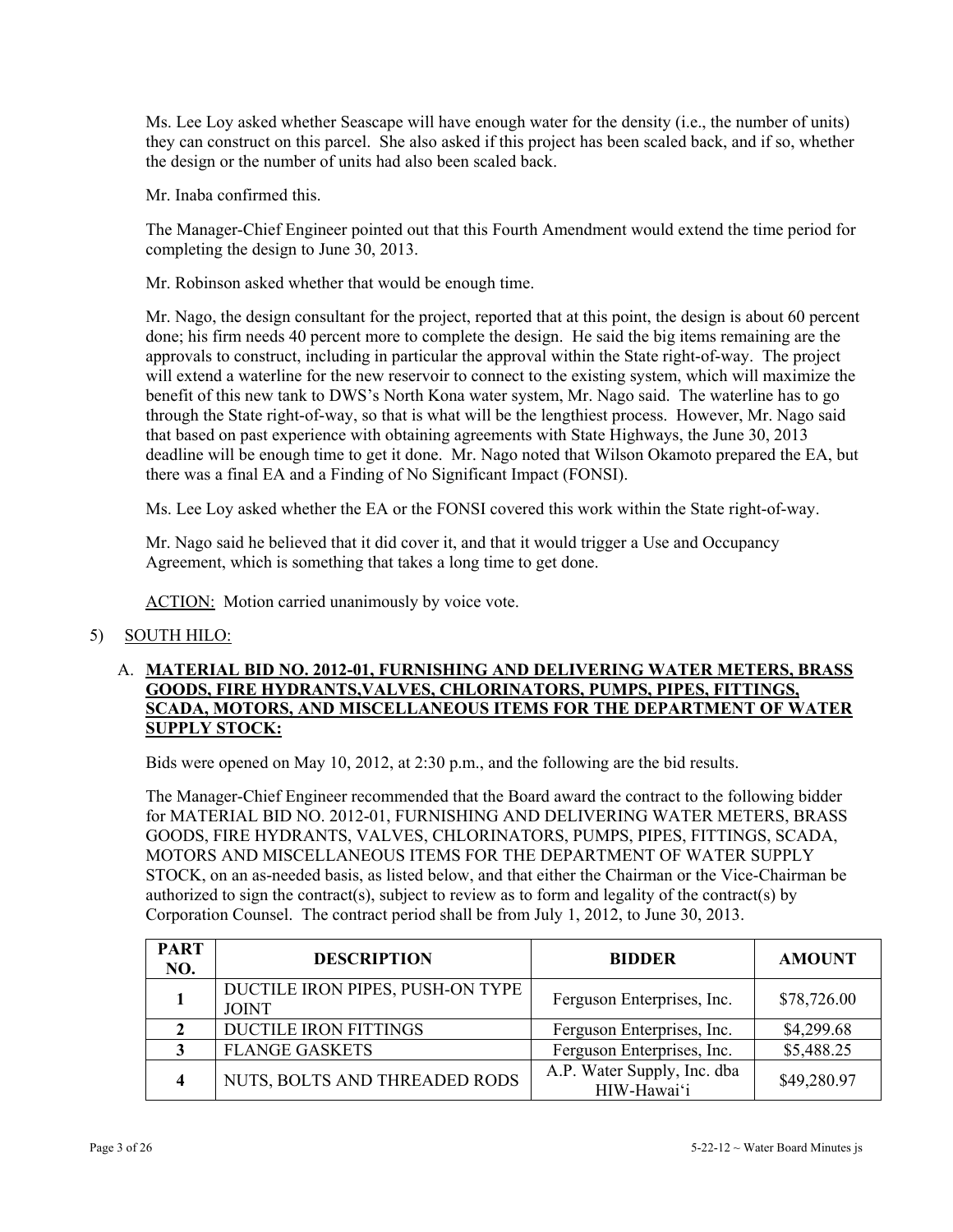Ms. Lee Loy asked whether Seascape will have enough water for the density (i.e., the number of units) they can construct on this parcel. She also asked if this project has been scaled back, and if so, whether the design or the number of units had also been scaled back.

Mr. Inaba confirmed this.

The Manager-Chief Engineer pointed out that this Fourth Amendment would extend the time period for completing the design to June 30, 2013.

Mr. Robinson asked whether that would be enough time.

Mr. Nago, the design consultant for the project, reported that at this point, the design is about 60 percent done; his firm needs 40 percent more to complete the design. He said the big items remaining are the approvals to construct, including in particular the approval within the State right-of-way. The project will extend a waterline for the new reservoir to connect to the existing system, which will maximize the benefit of this new tank to DWS's North Kona water system, Mr. Nago said. The waterline has to go through the State right-of-way, so that is what will be the lengthiest process. However, Mr. Nago said that based on past experience with obtaining agreements with State Highways, the June 30, 2013 deadline will be enough time to get it done. Mr. Nago noted that Wilson Okamoto prepared the EA, but there was a final EA and a Finding of No Significant Impact (FONSI).

Ms. Lee Loy asked whether the EA or the FONSI covered this work within the State right-of-way.

Mr. Nago said he believed that it did cover it, and that it would trigger a Use and Occupancy Agreement, which is something that takes a long time to get done.

ACTION: Motion carried unanimously by voice vote.

5) SOUTH HILO:

A. **MATERIAL BID NO. 2012-01, FURNISHING AND DELIVERING WATER METERS, BRASS GOODS, FIRE HYDRANTS,VALVES, CHLORINATORS, PUMPS, PIPES, FITTINGS, SCADA, MOTORS, AND MISCELLANEOUS ITEMS FOR THE DEPARTMENT OF WATER SUPPLY STOCK:**

Bids were opened on May 10, 2012, at 2:30 p.m., and the following are the bid results.

The Manager-Chief Engineer recommended that the Board award the contract to the following bidder for MATERIAL BID NO. 2012-01, FURNISHING AND DELIVERING WATER METERS, BRASS GOODS, FIRE HYDRANTS, VALVES, CHLORINATORS, PUMPS, PIPES, FITTINGS, SCADA, MOTORS AND MISCELLANEOUS ITEMS FOR THE DEPARTMENT OF WATER SUPPLY STOCK, on an as-needed basis, as listed below, and that either the Chairman or the Vice-Chairman be authorized to sign the contract(s), subject to review as to form and legality of the contract(s) by Corporation Counsel. The contract period shall be from July 1, 2012, to June 30, 2013.

| PART NO. | DESCRIPTION | BIDDER | AMOUNT |
|---|---|---|---|
| 1 | DUCTILE IRON PIPES, PUSH-ON TYPE JOINT | Ferguson Enterprises, Inc. | $78,726.00 |
| 2 | DUCTILE IRON FITTINGS | Ferguson Enterprises, Inc. | $4,299.68 |
| 3 | FLANGE GASKETS | Ferguson Enterprises, Inc. | $5,488.25 |
| 4 | NUTS, BOLTS AND THREADED RODS | A.P. Water Supply, Inc. dba HIW-Hawaiʻi | $49,280.97 |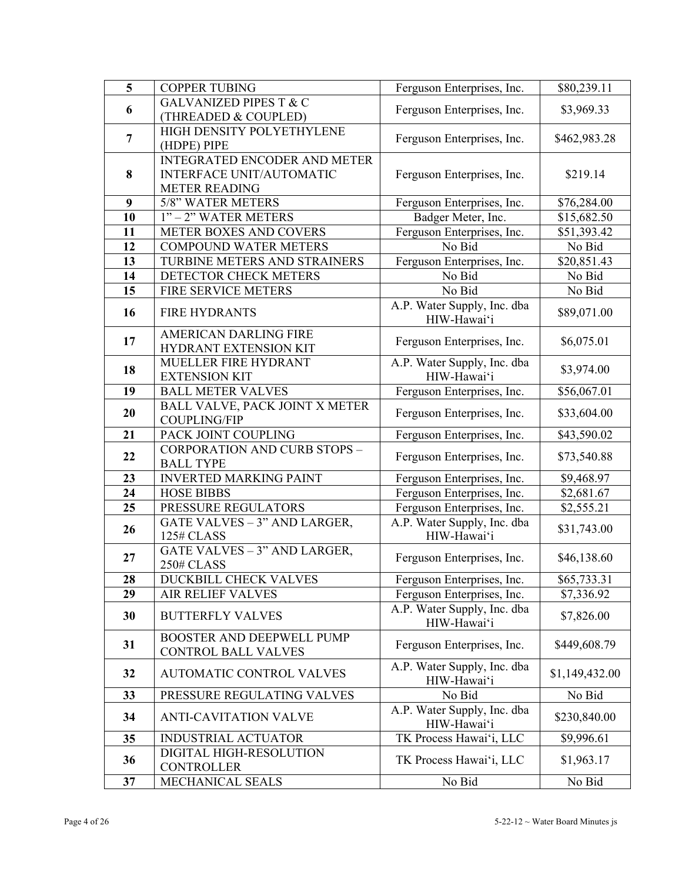| 5 | COPPER TUBING | Ferguson Enterprises, Inc. | $80,239.11 |
|---|---|---|---|
| 6 | GALVANIZED PIPES T & C (THREADED & COUPLED) | Ferguson Enterprises, Inc. | $3,969.33 |
| 7 | HIGH DENSITY POLYETHYLENE (HDPE) PIPE | Ferguson Enterprises, Inc. | $462,983.28 |
| 8 | INTEGRATED ENCODER AND METER INTERFACE UNIT/AUTOMATIC METER READING | Ferguson Enterprises, Inc. | $219.14 |
| 9 | 5/8" WATER METERS | Ferguson Enterprises, Inc. | $76,284.00 |
| 10 | 1" – 2" WATER METERS | Badger Meter, Inc. | $15,682.50 |
| 11 | METER BOXES AND COVERS | Ferguson Enterprises, Inc. | $51,393.42 |
| 12 | COMPOUND WATER METERS | No Bid | No Bid |
| 13 | TURBINE METERS AND STRAINERS | Ferguson Enterprises, Inc. | $20,851.43 |
| 14 | DETECTOR CHECK METERS | No Bid | No Bid |
| 15 | FIRE SERVICE METERS | No Bid | No Bid |
| 16 | FIRE HYDRANTS | A.P. Water Supply, Inc. dba HIW-Hawai'i | $89,071.00 |
| 17 | AMERICAN DARLING FIRE HYDRANT EXTENSION KIT | Ferguson Enterprises, Inc. | $6,075.01 |
| 18 | MUELLER FIRE HYDRANT EXTENSION KIT | A.P. Water Supply, Inc. dba HIW-Hawai'i | $3,974.00 |
| 19 | BALL METER VALVES | Ferguson Enterprises, Inc. | $56,067.01 |
| 20 | BALL VALVE, PACK JOINT X METER COUPLING/FIP | Ferguson Enterprises, Inc. | $33,604.00 |
| 21 | PACK JOINT COUPLING | Ferguson Enterprises, Inc. | $43,590.02 |
| 22 | CORPORATION AND CURB STOPS – BALL TYPE | Ferguson Enterprises, Inc. | $73,540.88 |
| 23 | INVERTED MARKING PAINT | Ferguson Enterprises, Inc. | $9,468.97 |
| 24 | HOSE BIBBS | Ferguson Enterprises, Inc. | $2,681.67 |
| 25 | PRESSURE REGULATORS | Ferguson Enterprises, Inc. | $2,555.21 |
| 26 | GATE VALVES – 3" AND LARGER, 125# CLASS | A.P. Water Supply, Inc. dba HIW-Hawai'i | $31,743.00 |
| 27 | GATE VALVES – 3" AND LARGER, 250# CLASS | Ferguson Enterprises, Inc. | $46,138.60 |
| 28 | DUCKBILL CHECK VALVES | Ferguson Enterprises, Inc. | $65,733.31 |
| 29 | AIR RELIEF VALVES | Ferguson Enterprises, Inc. | $7,336.92 |
| 30 | BUTTERFLY VALVES | A.P. Water Supply, Inc. dba HIW-Hawai'i | $7,826.00 |
| 31 | BOOSTER AND DEEPWELL PUMP CONTROL BALL VALVES | Ferguson Enterprises, Inc. | $449,608.79 |
| 32 | AUTOMATIC CONTROL VALVES | A.P. Water Supply, Inc. dba HIW-Hawai'i | $1,149,432.00 |
| 33 | PRESSURE REGULATING VALVES | No Bid | No Bid |
| 34 | ANTI-CAVITATION VALVE | A.P. Water Supply, Inc. dba HIW-Hawai'i | $230,840.00 |
| 35 | INDUSTRIAL ACTUATOR | TK Process Hawai'i, LLC | $9,996.61 |
| 36 | DIGITAL HIGH-RESOLUTION CONTROLLER | TK Process Hawai'i, LLC | $1,963.17 |
| 37 | MECHANICAL SEALS | No Bid | No Bid |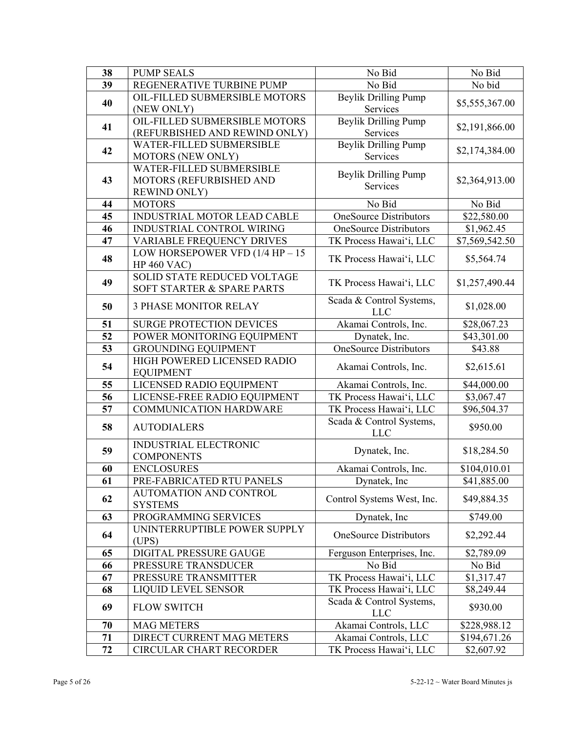| 38 | PUMP SEALS | No Bid | No Bid |
|---|---|---|---|
| 39 | REGENERATIVE TURBINE PUMP | No Bid | No bid |
| 40 | OIL-FILLED SUBMERSIBLE MOTORS (NEW ONLY) | Beylik Drilling Pump Services | $5,555,367.00 |
| 41 | OIL-FILLED SUBMERSIBLE MOTORS (REFURBISHED AND REWIND ONLY) | Beylik Drilling Pump Services | $2,191,866.00 |
| 42 | WATER-FILLED SUBMERSIBLE MOTORS (NEW ONLY) | Beylik Drilling Pump Services | $2,174,384.00 |
| 43 | WATER-FILLED SUBMERSIBLE MOTORS (REFURBISHED AND REWIND ONLY) | Beylik Drilling Pump Services | $2,364,913.00 |
| 44 | MOTORS | No Bid | No Bid |
| 45 | INDUSTRIAL MOTOR LEAD CABLE | OneSource Distributors | $22,580.00 |
| 46 | INDUSTRIAL CONTROL WIRING | OneSource Distributors | $1,962.45 |
| 47 | VARIABLE FREQUENCY DRIVES | TK Process Hawaiʻi, LLC | $7,569,542.50 |
| 48 | LOW HORSEPOWER VFD (1/4 HP – 15 HP 460 VAC) | TK Process Hawaiʻi, LLC | $5,564.74 |
| 49 | SOLID STATE REDUCED VOLTAGE SOFT STARTER & SPARE PARTS | TK Process Hawaiʻi, LLC | $1,257,490.44 |
| 50 | 3 PHASE MONITOR RELAY | Scada & Control Systems, LLC | $1,028.00 |
| 51 | SURGE PROTECTION DEVICES | Akamai Controls, Inc. | $28,067.23 |
| 52 | POWER MONITORING EQUIPMENT | Dynatek, Inc. | $43,301.00 |
| 53 | GROUNDING EQUIPMENT | OneSource Distributors | $43.88 |
| 54 | HIGH POWERED LICENSED RADIO EQUIPMENT | Akamai Controls, Inc. | $2,615.61 |
| 55 | LICENSED RADIO EQUIPMENT | Akamai Controls, Inc. | $44,000.00 |
| 56 | LICENSE-FREE RADIO EQUIPMENT | TK Process Hawaiʻi, LLC | $3,067.47 |
| 57 | COMMUNICATION HARDWARE | TK Process Hawaiʻi, LLC | $96,504.37 |
| 58 | AUTODIALERS | Scada & Control Systems, LLC | $950.00 |
| 59 | INDUSTRIAL ELECTRONIC COMPONENTS | Dynatek, Inc. | $18,284.50 |
| 60 | ENCLOSURES | Akamai Controls, Inc. | $104,010.01 |
| 61 | PRE-FABRICATED RTU PANELS | Dynatek, Inc | $41,885.00 |
| 62 | AUTOMATION AND CONTROL SYSTEMS | Control Systems West, Inc. | $49,884.35 |
| 63 | PROGRAMMING SERVICES | Dynatek, Inc | $749.00 |
| 64 | UNINTERRUPTIBLE POWER SUPPLY (UPS) | OneSource Distributors | $2,292.44 |
| 65 | DIGITAL PRESSURE GAUGE | Ferguson Enterprises, Inc. | $2,789.09 |
| 66 | PRESSURE TRANSDUCER | No Bid | No Bid |
| 67 | PRESSURE TRANSMITTER | TK Process Hawaiʻi, LLC | $1,317.47 |
| 68 | LIQUID LEVEL SENSOR | TK Process Hawaiʻi, LLC | $8,249.44 |
| 69 | FLOW SWITCH | Scada & Control Systems, LLC | $930.00 |
| 70 | MAG METERS | Akamai Controls, LLC | $228,988.12 |
| 71 | DIRECT CURRENT MAG METERS | Akamai Controls, LLC | $194,671.26 |
| 72 | CIRCULAR CHART RECORDER | TK Process Hawaiʻi, LLC | $2,607.92 |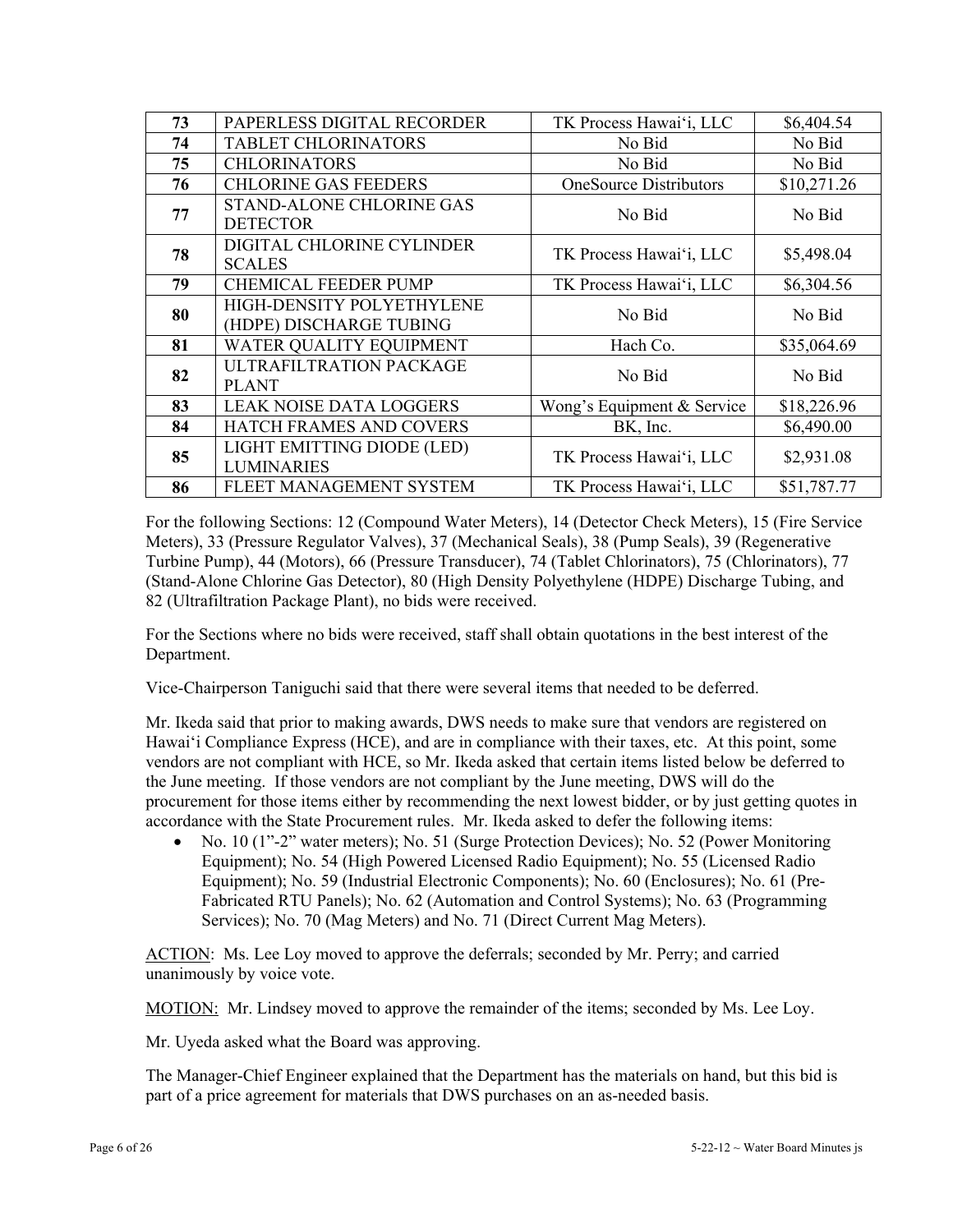| 73 | PAPERLESS DIGITAL RECORDER | TK Process Hawai'i, LLC | $6,404.54 |
|---|---|---|---|
| 74 | TABLET CHLORINATORS | No Bid | No Bid |
| 75 | CHLORINATORS | No Bid | No Bid |
| 76 | CHLORINE GAS FEEDERS | OneSource Distributors | $10,271.26 |
| 77 | STAND-ALONE CHLORINE GAS DETECTOR | No Bid | No Bid |
| 78 | DIGITAL CHLORINE CYLINDER SCALES | TK Process Hawai'i, LLC | $5,498.04 |
| 79 | CHEMICAL FEEDER PUMP | TK Process Hawai'i, LLC | $6,304.56 |
| 80 | HIGH-DENSITY POLYETHYLENE (HDPE) DISCHARGE TUBING | No Bid | No Bid |
| 81 | WATER QUALITY EQUIPMENT | Hach Co. | $35,064.69 |
| 82 | ULTRAFILTRATION PACKAGE PLANT | No Bid | No Bid |
| 83 | LEAK NOISE DATA LOGGERS | Wong's Equipment & Service | $18,226.96 |
| 84 | HATCH FRAMES AND COVERS | BK, Inc. | $6,490.00 |
| 85 | LIGHT EMITTING DIODE (LED) LUMINARIES | TK Process Hawai'i, LLC | $2,931.08 |
| 86 | FLEET MANAGEMENT SYSTEM | TK Process Hawai'i, LLC | $51,787.77 |

For the following Sections: 12 (Compound Water Meters), 14 (Detector Check Meters), 15 (Fire Service Meters), 33 (Pressure Regulator Valves), 37 (Mechanical Seals), 38 (Pump Seals), 39 (Regenerative Turbine Pump), 44 (Motors), 66 (Pressure Transducer), 74 (Tablet Chlorinators), 75 (Chlorinators), 77 (Stand-Alone Chlorine Gas Detector), 80 (High Density Polyethylene (HDPE) Discharge Tubing, and 82 (Ultrafiltration Package Plant), no bids were received.

For the Sections where no bids were received, staff shall obtain quotations in the best interest of the Department.

Vice-Chairperson Taniguchi said that there were several items that needed to be deferred.

Mr. Ikeda said that prior to making awards, DWS needs to make sure that vendors are registered on Hawai'i Compliance Express (HCE), and are in compliance with their taxes, etc. At this point, some vendors are not compliant with HCE, so Mr. Ikeda asked that certain items listed below be deferred to the June meeting. If those vendors are not compliant by the June meeting, DWS will do the procurement for those items either by recommending the next lowest bidder, or by just getting quotes in accordance with the State Procurement rules. Mr. Ikeda asked to defer the following items:

- No. 10 (1"-2" water meters); No. 51 (Surge Protection Devices); No. 52 (Power Monitoring Equipment); No. 54 (High Powered Licensed Radio Equipment); No. 55 (Licensed Radio Equipment); No. 59 (Industrial Electronic Components); No. 60 (Enclosures); No. 61 (Pre-Fabricated RTU Panels); No. 62 (Automation and Control Systems); No. 63 (Programming Services); No. 70 (Mag Meters) and No. 71 (Direct Current Mag Meters).

ACTION: Ms. Lee Loy moved to approve the deferrals; seconded by Mr. Perry; and carried unanimously by voice vote.

MOTION: Mr. Lindsey moved to approve the remainder of the items; seconded by Ms. Lee Loy.

Mr. Uyeda asked what the Board was approving.

The Manager-Chief Engineer explained that the Department has the materials on hand, but this bid is part of a price agreement for materials that DWS purchases on an as-needed basis.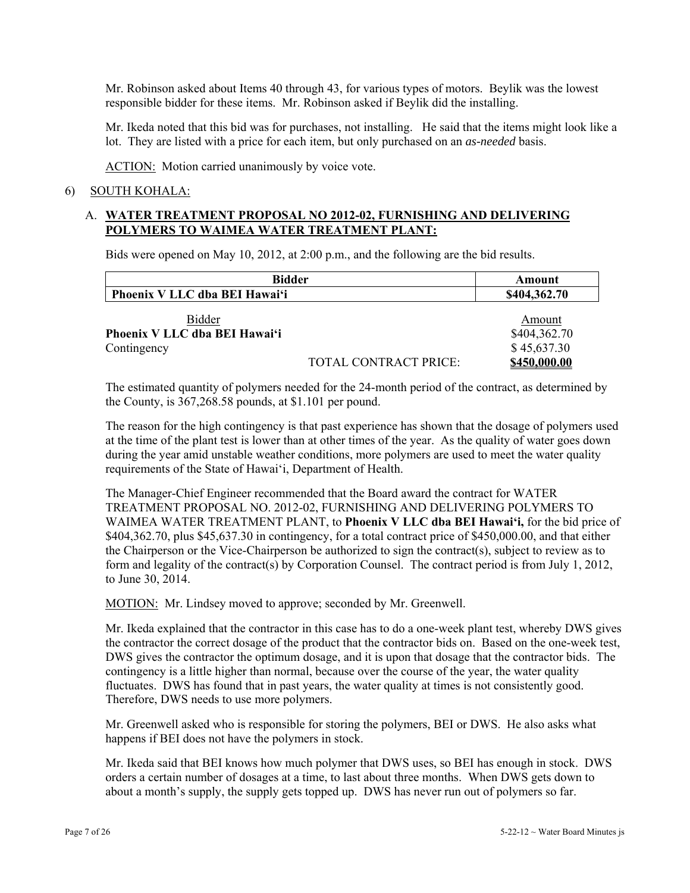Mr. Robinson asked about Items 40 through 43, for various types of motors. Beylik was the lowest responsible bidder for these items. Mr. Robinson asked if Beylik did the installing.

Mr. Ikeda noted that this bid was for purchases, not installing. He said that the items might look like a lot. They are listed with a price for each item, but only purchased on an *as-needed* basis.

ACTION: Motion carried unanimously by voice vote.

6) SOUTH KOHALA:

A. **WATER TREATMENT PROPOSAL NO 2012-02, FURNISHING AND DELIVERING POLYMERS TO WAIMEA WATER TREATMENT PLANT:**

Bids were opened on May 10, 2012, at 2:00 p.m., and the following are the bid results.

| Bidder | Amount |
|---|---|
| **Phoenix V LLC dba BEI Hawai'i** | **$404,362.70** |

| Bidder | | Amount |
|---|---|---|
| **Phoenix V LLC dba BEI Hawai'i** | | $404,362.70 |
| Contingency | | $ 45,637.30 |
| | TOTAL CONTRACT PRICE: | **$450,000.00** |

The estimated quantity of polymers needed for the 24-month period of the contract, as determined by the County, is 367,268.58 pounds, at $1.101 per pound.

The reason for the high contingency is that past experience has shown that the dosage of polymers used at the time of the plant test is lower than at other times of the year. As the quality of water goes down during the year amid unstable weather conditions, more polymers are used to meet the water quality requirements of the State of Hawai'i, Department of Health.

The Manager-Chief Engineer recommended that the Board award the contract for WATER TREATMENT PROPOSAL NO. 2012-02, FURNISHING AND DELIVERING POLYMERS TO WAIMEA WATER TREATMENT PLANT, to **Phoenix V LLC dba BEI Hawai'i,** for the bid price of $404,362.70, plus $45,637.30 in contingency, for a total contract price of $450,000.00, and that either the Chairperson or the Vice-Chairperson be authorized to sign the contract(s), subject to review as to form and legality of the contract(s) by Corporation Counsel. The contract period is from July 1, 2012, to June 30, 2014.

MOTION: Mr. Lindsey moved to approve; seconded by Mr. Greenwell.

Mr. Ikeda explained that the contractor in this case has to do a one-week plant test, whereby DWS gives the contractor the correct dosage of the product that the contractor bids on. Based on the one-week test, DWS gives the contractor the optimum dosage, and it is upon that dosage that the contractor bids. The contingency is a little higher than normal, because over the course of the year, the water quality fluctuates. DWS has found that in past years, the water quality at times is not consistently good. Therefore, DWS needs to use more polymers.

Mr. Greenwell asked who is responsible for storing the polymers, BEI or DWS. He also asks what happens if BEI does not have the polymers in stock.

Mr. Ikeda said that BEI knows how much polymer that DWS uses, so BEI has enough in stock. DWS orders a certain number of dosages at a time, to last about three months. When DWS gets down to about a month's supply, the supply gets topped up. DWS has never run out of polymers so far.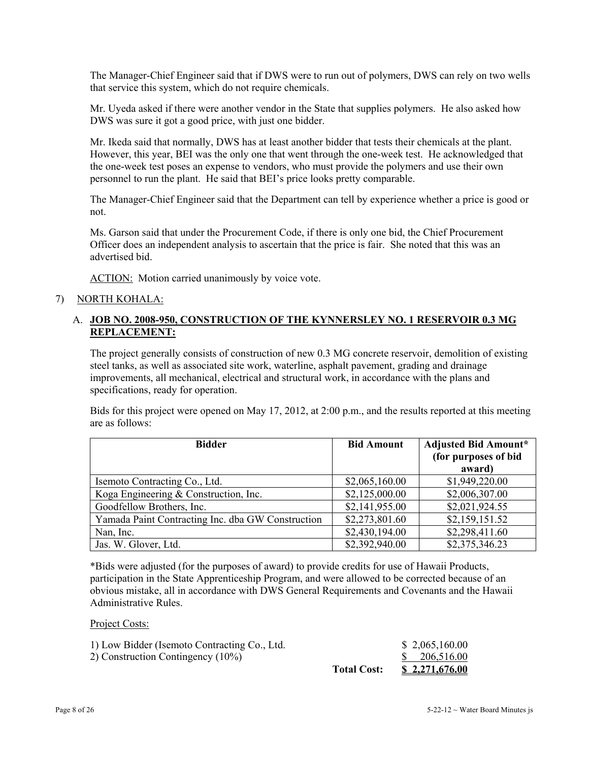The Manager-Chief Engineer said that if DWS were to run out of polymers, DWS can rely on two wells that service this system, which do not require chemicals.

Mr. Uyeda asked if there were another vendor in the State that supplies polymers. He also asked how DWS was sure it got a good price, with just one bidder.

Mr. Ikeda said that normally, DWS has at least another bidder that tests their chemicals at the plant. However, this year, BEI was the only one that went through the one-week test. He acknowledged that the one-week test poses an expense to vendors, who must provide the polymers and use their own personnel to run the plant. He said that BEI's price looks pretty comparable.

The Manager-Chief Engineer said that the Department can tell by experience whether a price is good or not.

Ms. Garson said that under the Procurement Code, if there is only one bid, the Chief Procurement Officer does an independent analysis to ascertain that the price is fair. She noted that this was an advertised bid.

ACTION: Motion carried unanimously by voice vote.

7) NORTH KOHALA:

A. **JOB NO. 2008-950, CONSTRUCTION OF THE KYNNERSLEY NO. 1 RESERVOIR 0.3 MG REPLACEMENT:**

The project generally consists of construction of new 0.3 MG concrete reservoir, demolition of existing steel tanks, as well as associated site work, waterline, asphalt pavement, grading and drainage improvements, all mechanical, electrical and structural work, in accordance with the plans and specifications, ready for operation.

Bids for this project were opened on May 17, 2012, at 2:00 p.m., and the results reported at this meeting are as follows:

| Bidder | Bid Amount | Adjusted Bid Amount* (for purposes of bid award) |
|---|---|---|
| Isemoto Contracting Co., Ltd. | $2,065,160.00 | $1,949,220.00 |
| Koga Engineering & Construction, Inc. | $2,125,000.00 | $2,006,307.00 |
| Goodfellow Brothers, Inc. | $2,141,955.00 | $2,021,924.55 |
| Yamada Paint Contracting Inc. dba GW Construction | $2,273,801.60 | $2,159,151.52 |
| Nan, Inc. | $2,430,194.00 | $2,298,411.60 |
| Jas. W. Glover, Ltd. | $2,392,940.00 | $2,375,346.23 |

*Bids were adjusted (for the purposes of award) to provide credits for use of Hawaii Products, participation in the State Apprenticeship Program, and were allowed to be corrected because of an obvious mistake, all in accordance with DWS General Requirements and Covenants and the Hawaii Administrative Rules.

Project Costs:

| | | |
|---|---|---|
| 1) Low Bidder (Isemoto Contracting Co., Ltd. | | $ 2,065,160.00 |
| 2) Construction Contingency (10%) | | $ 206,516.00 |
| | **Total Cost:** | **$ 2,271,676.00** |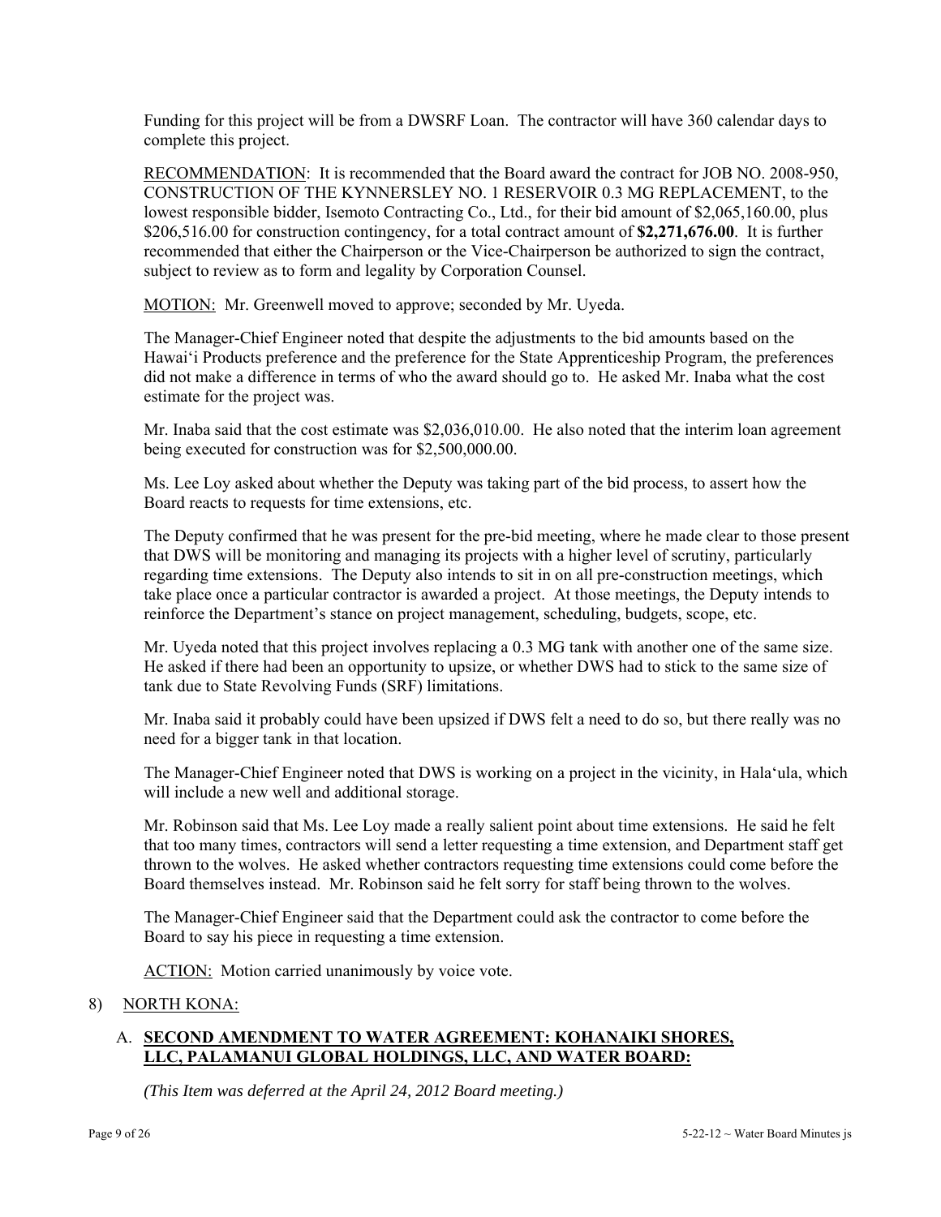Funding for this project will be from a DWSRF Loan. The contractor will have 360 calendar days to complete this project.

RECOMMENDATION: It is recommended that the Board award the contract for JOB NO. 2008-950, CONSTRUCTION OF THE KYNNERSLEY NO. 1 RESERVOIR 0.3 MG REPLACEMENT, to the lowest responsible bidder, Isemoto Contracting Co., Ltd., for their bid amount of $2,065,160.00, plus $206,516.00 for construction contingency, for a total contract amount of **$2,271,676.00**. It is further recommended that either the Chairperson or the Vice-Chairperson be authorized to sign the contract, subject to review as to form and legality by Corporation Counsel.

MOTION: Mr. Greenwell moved to approve; seconded by Mr. Uyeda.

The Manager-Chief Engineer noted that despite the adjustments to the bid amounts based on the Hawai'i Products preference and the preference for the State Apprenticeship Program, the preferences did not make a difference in terms of who the award should go to. He asked Mr. Inaba what the cost estimate for the project was.

Mr. Inaba said that the cost estimate was $2,036,010.00. He also noted that the interim loan agreement being executed for construction was for $2,500,000.00.

Ms. Lee Loy asked about whether the Deputy was taking part of the bid process, to assert how the Board reacts to requests for time extensions, etc.

The Deputy confirmed that he was present for the pre-bid meeting, where he made clear to those present that DWS will be monitoring and managing its projects with a higher level of scrutiny, particularly regarding time extensions. The Deputy also intends to sit in on all pre-construction meetings, which take place once a particular contractor is awarded a project. At those meetings, the Deputy intends to reinforce the Department's stance on project management, scheduling, budgets, scope, etc.

Mr. Uyeda noted that this project involves replacing a 0.3 MG tank with another one of the same size. He asked if there had been an opportunity to upsize, or whether DWS had to stick to the same size of tank due to State Revolving Funds (SRF) limitations.

Mr. Inaba said it probably could have been upsized if DWS felt a need to do so, but there really was no need for a bigger tank in that location.

The Manager-Chief Engineer noted that DWS is working on a project in the vicinity, in Hala'ula, which will include a new well and additional storage.

Mr. Robinson said that Ms. Lee Loy made a really salient point about time extensions. He said he felt that too many times, contractors will send a letter requesting a time extension, and Department staff get thrown to the wolves. He asked whether contractors requesting time extensions could come before the Board themselves instead. Mr. Robinson said he felt sorry for staff being thrown to the wolves.

The Manager-Chief Engineer said that the Department could ask the contractor to come before the Board to say his piece in requesting a time extension.

ACTION: Motion carried unanimously by voice vote.

8) NORTH KONA:

A. **SECOND AMENDMENT TO WATER AGREEMENT: KOHANAIKI SHORES, LLC, PALAMANUI GLOBAL HOLDINGS, LLC, AND WATER BOARD:**

*(This Item was deferred at the April 24, 2012 Board meeting.)*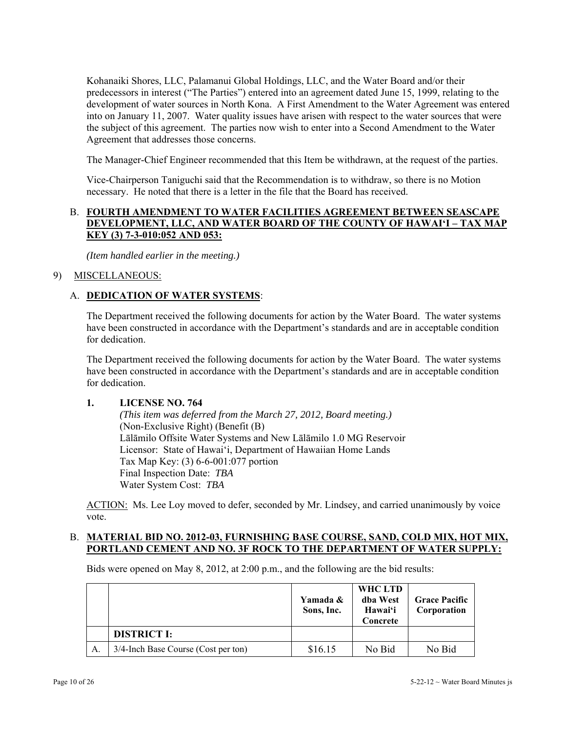Kohanaiki Shores, LLC, Palamanui Global Holdings, LLC, and the Water Board and/or their predecessors in interest ("The Parties") entered into an agreement dated June 15, 1999, relating to the development of water sources in North Kona. A First Amendment to the Water Agreement was entered into on January 11, 2007. Water quality issues have arisen with respect to the water sources that were the subject of this agreement. The parties now wish to enter into a Second Amendment to the Water Agreement that addresses those concerns.

The Manager-Chief Engineer recommended that this Item be withdrawn, at the request of the parties.

Vice-Chairperson Taniguchi said that the Recommendation is to withdraw, so there is no Motion necessary. He noted that there is a letter in the file that the Board has received.

B. **FOURTH AMENDMENT TO WATER FACILITIES AGREEMENT BETWEEN SEASCAPE DEVELOPMENT, LLC, AND WATER BOARD OF THE COUNTY OF HAWAIʻI – TAX MAP KEY (3) 7-3-010:052 AND 053:**

*(Item handled earlier in the meeting.)*

9) MISCELLANEOUS:

A. **DEDICATION OF WATER SYSTEMS**:

The Department received the following documents for action by the Water Board. The water systems have been constructed in accordance with the Department's standards and are in acceptable condition for dedication.

The Department received the following documents for action by the Water Board. The water systems have been constructed in accordance with the Department's standards and are in acceptable condition for dedication.

**1. LICENSE NO. 764**
*(This item was deferred from the March 27, 2012, Board meeting.)*
(Non-Exclusive Right) (Benefit (B)
Lālāmilo Offsite Water Systems and New Lālāmilo 1.0 MG Reservoir
Licensor: State of Hawaiʻi, Department of Hawaiian Home Lands
Tax Map Key: (3) 6-6-001:077 portion
Final Inspection Date: *TBA*
Water System Cost: *TBA*

ACTION: Ms. Lee Loy moved to defer, seconded by Mr. Lindsey, and carried unanimously by voice vote.

B. **MATERIAL BID NO. 2012-03, FURNISHING BASE COURSE, SAND, COLD MIX, HOT MIX, PORTLAND CEMENT AND NO. 3F ROCK TO THE DEPARTMENT OF WATER SUPPLY:**

Bids were opened on May 8, 2012, at 2:00 p.m., and the following are the bid results:

| | | Yamada & Sons, Inc. | WHC LTD dba West Hawaiʻi Concrete | Grace Pacific Corporation |
|---|---|---|---|---|
| | **DISTRICT I:** | | | |
| A. | 3/4-Inch Base Course (Cost per ton) | $16.15 | No Bid | No Bid |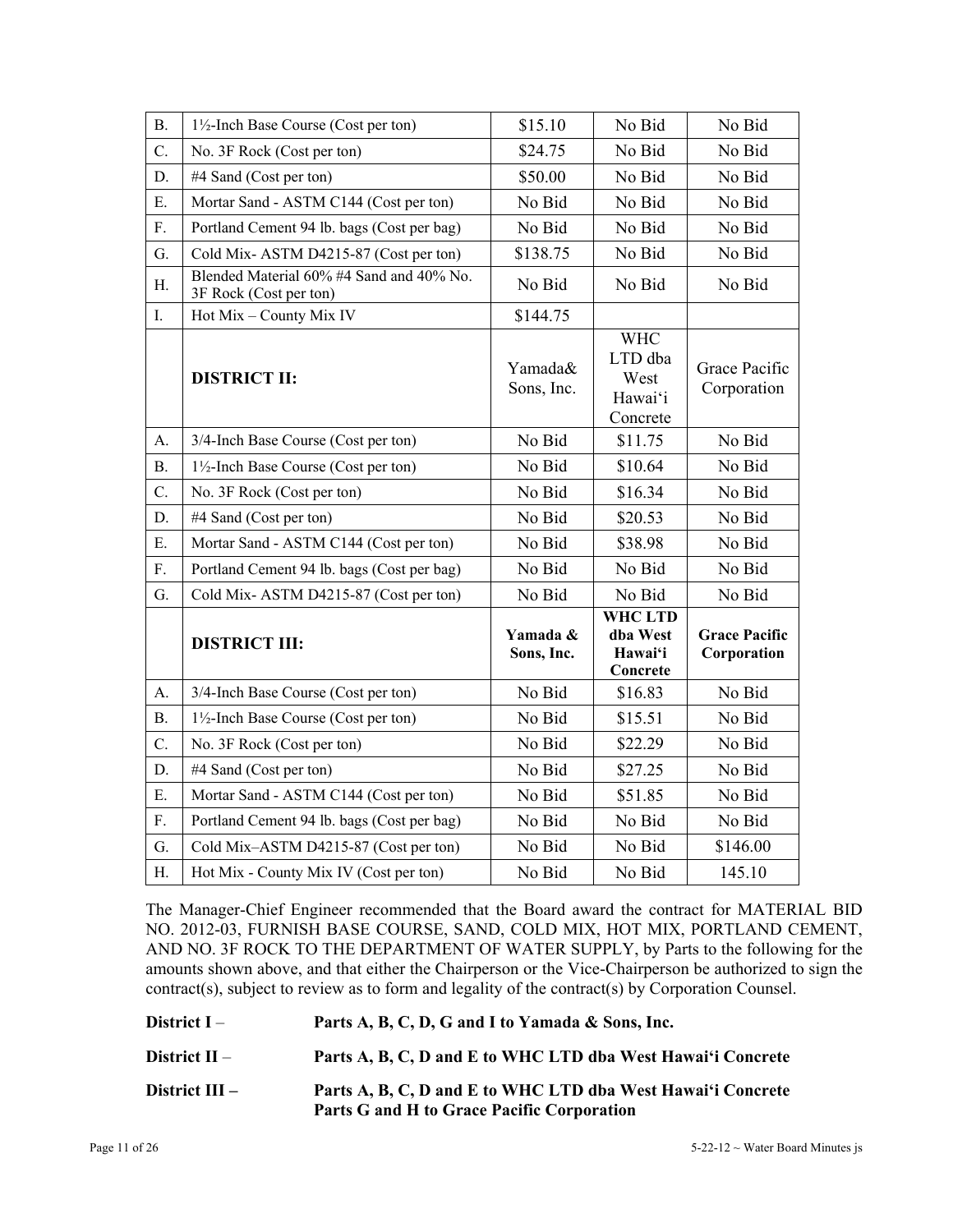| | | | | |
|---|---|---|---|---|
| B. | 1½-Inch Base Course (Cost per ton) | $15.10 | No Bid | No Bid |
| C. | No. 3F Rock (Cost per ton) | $24.75 | No Bid | No Bid |
| D. | #4 Sand (Cost per ton) | $50.00 | No Bid | No Bid |
| E. | Mortar Sand - ASTM C144 (Cost per ton) | No Bid | No Bid | No Bid |
| F. | Portland Cement 94 lb. bags (Cost per bag) | No Bid | No Bid | No Bid |
| G. | Cold Mix- ASTM D4215-87 (Cost per ton) | $138.75 | No Bid | No Bid |
| H. | Blended Material 60% #4 Sand and 40% No. 3F Rock (Cost per ton) | No Bid | No Bid | No Bid |
| I. | Hot Mix – County Mix IV | $144.75 | | |
| | **DISTRICT II:** | Yamada& Sons, Inc. | WHC LTD dba West Hawai'i Concrete | Grace Pacific Corporation |
| A. | 3/4-Inch Base Course (Cost per ton) | No Bid | $11.75 | No Bid |
| B. | 1½-Inch Base Course (Cost per ton) | No Bid | $10.64 | No Bid |
| C. | No. 3F Rock (Cost per ton) | No Bid | $16.34 | No Bid |
| D. | #4 Sand (Cost per ton) | No Bid | $20.53 | No Bid |
| E. | Mortar Sand - ASTM C144 (Cost per ton) | No Bid | $38.98 | No Bid |
| F. | Portland Cement 94 lb. bags (Cost per bag) | No Bid | No Bid | No Bid |
| G. | Cold Mix- ASTM D4215-87 (Cost per ton) | No Bid | No Bid | No Bid |
| | **DISTRICT III:** | **Yamada & Sons, Inc.** | **WHC LTD dba West Hawai'i Concrete** | **Grace Pacific Corporation** |
| A. | 3/4-Inch Base Course (Cost per ton) | No Bid | $16.83 | No Bid |
| B. | 1½-Inch Base Course (Cost per ton) | No Bid | $15.51 | No Bid |
| C. | No. 3F Rock (Cost per ton) | No Bid | $22.29 | No Bid |
| D. | #4 Sand (Cost per ton) | No Bid | $27.25 | No Bid |
| E. | Mortar Sand - ASTM C144 (Cost per ton) | No Bid | $51.85 | No Bid |
| F. | Portland Cement 94 lb. bags (Cost per bag) | No Bid | No Bid | No Bid |
| G. | Cold Mix–ASTM D4215-87 (Cost per ton) | No Bid | No Bid | $146.00 |
| H. | Hot Mix - County Mix IV (Cost per ton) | No Bid | No Bid | 145.10 |

The Manager-Chief Engineer recommended that the Board award the contract for MATERIAL BID NO. 2012-03, FURNISH BASE COURSE, SAND, COLD MIX, HOT MIX, PORTLAND CEMENT, AND NO. 3F ROCK TO THE DEPARTMENT OF WATER SUPPLY, by Parts to the following for the amounts shown above, and that either the Chairperson or the Vice-Chairperson be authorized to sign the contract(s), subject to review as to form and legality of the contract(s) by Corporation Counsel.

**District I** – **Parts A, B, C, D, G and I to Yamada & Sons, Inc.**

**District II** – **Parts A, B, C, D and E to WHC LTD dba West Hawai'i Concrete**

**District III –** **Parts A, B, C, D and E to WHC LTD dba West Hawai'i Concrete**
**Parts G and H to Grace Pacific Corporation**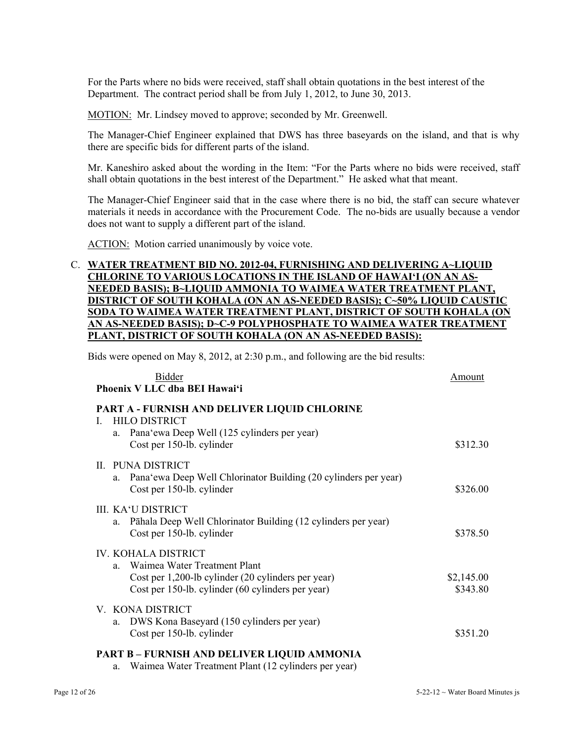For the Parts where no bids were received, staff shall obtain quotations in the best interest of the Department. The contract period shall be from July 1, 2012, to June 30, 2013.

MOTION: Mr. Lindsey moved to approve; seconded by Mr. Greenwell.

The Manager-Chief Engineer explained that DWS has three baseyards on the island, and that is why there are specific bids for different parts of the island.

Mr. Kaneshiro asked about the wording in the Item: "For the Parts where no bids were received, staff shall obtain quotations in the best interest of the Department." He asked what that meant.

The Manager-Chief Engineer said that in the case where there is no bid, the staff can secure whatever materials it needs in accordance with the Procurement Code. The no-bids are usually because a vendor does not want to supply a different part of the island.

ACTION: Motion carried unanimously by voice vote.

C. **WATER TREATMENT BID NO. 2012-04, FURNISHING AND DELIVERING A~LIQUID CHLORINE TO VARIOUS LOCATIONS IN THE ISLAND OF HAWAIʻI (ON AN AS-NEEDED BASIS); B~LIQUID AMMONIA TO WAIMEA WATER TREATMENT PLANT, DISTRICT OF SOUTH KOHALA (ON AN AS-NEEDED BASIS); C~50% LIQUID CAUSTIC SODA TO WAIMEA WATER TREATMENT PLANT, DISTRICT OF SOUTH KOHALA (ON AN AS-NEEDED BASIS); D~C-9 POLYPHOSPHATE TO WAIMEA WATER TREATMENT PLANT, DISTRICT OF SOUTH KOHALA (ON AN AS-NEEDED BASIS):**

Bids were opened on May 8, 2012, at 2:30 p.m., and following are the bid results:

| Bidder | Amount |
|---|---|
| **Phoenix V LLC dba BEI Hawaiʻi** | |
| **PART A - FURNISH AND DELIVER LIQUID CHLORINE** | |
| I. HILO DISTRICT | |
| a. Panaʻewa Deep Well (125 cylinders per year) | |
| Cost per 150-lb. cylinder | $312.30 |
| II. PUNA DISTRICT | |
| a. Panaʻewa Deep Well Chlorinator Building (20 cylinders per year) | |
| Cost per 150-lb. cylinder | $326.00 |
| III. KAʻU DISTRICT | |
| a. Pāhala Deep Well Chlorinator Building (12 cylinders per year) | |
| Cost per 150-lb. cylinder | $378.50 |
| IV. KOHALA DISTRICT | |
| a. Waimea Water Treatment Plant | |
| Cost per 1,200-lb cylinder (20 cylinders per year) | $2,145.00 |
| Cost per 150-lb. cylinder (60 cylinders per year) | $343.80 |
| V. KONA DISTRICT | |
| a. DWS Kona Baseyard (150 cylinders per year) | |
| Cost per 150-lb. cylinder | $351.20 |
| **PART B – FURNISH AND DELIVER LIQUID AMMONIA** | |
| a. Waimea Water Treatment Plant (12 cylinders per year) | |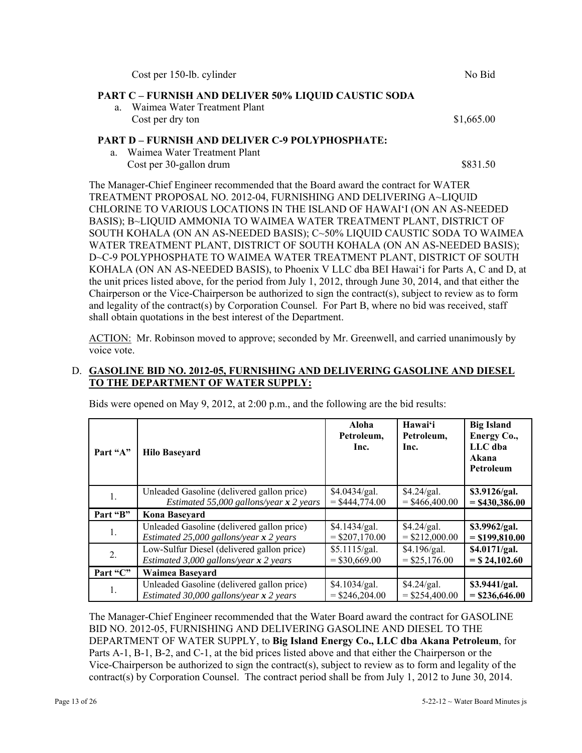Cost per 150-lb. cylinder No Bid

**PART C – FURNISH AND DELIVER 50% LIQUID CAUSTIC SODA**

a. Waimea Water Treatment Plant
Cost per dry ton $1,665.00

**PART D – FURNISH AND DELIVER C-9 POLYPHOSPHATE:**

a. Waimea Water Treatment Plant
Cost per 30-gallon drum $831.50

The Manager-Chief Engineer recommended that the Board award the contract for WATER TREATMENT PROPOSAL NO. 2012-04, FURNISHING AND DELIVERING A~LIQUID CHLORINE TO VARIOUS LOCATIONS IN THE ISLAND OF HAWAI‘I (ON AN AS-NEEDED BASIS); B~LIQUID AMMONIA TO WAIMEA WATER TREATMENT PLANT, DISTRICT OF SOUTH KOHALA (ON AN AS-NEEDED BASIS); C~50% LIQUID CAUSTIC SODA TO WAIMEA WATER TREATMENT PLANT, DISTRICT OF SOUTH KOHALA (ON AN AS-NEEDED BASIS); D~C-9 POLYPHOSPHATE TO WAIMEA WATER TREATMENT PLANT, DISTRICT OF SOUTH KOHALA (ON AN AS-NEEDED BASIS), to Phoenix V LLC dba BEI Hawai‘i for Parts A, C and D, at the unit prices listed above, for the period from July 1, 2012, through June 30, 2014, and that either the Chairperson or the Vice-Chairperson be authorized to sign the contract(s), subject to review as to form and legality of the contract(s) by Corporation Counsel. For Part B, where no bid was received, staff shall obtain quotations in the best interest of the Department.

ACTION: Mr. Robinson moved to approve; seconded by Mr. Greenwell, and carried unanimously by voice vote.

D. **GASOLINE BID NO. 2012-05, FURNISHING AND DELIVERING GASOLINE AND DIESEL TO THE DEPARTMENT OF WATER SUPPLY:**

Bids were opened on May 9, 2012, at 2:00 p.m., and the following are the bid results:

| **Part "A"** | **Hilo Baseyard** | **Aloha Petroleum, Inc.** | **Hawai‘i Petroleum, Inc.** | **Big Island Energy Co., LLC dba Akana Petroleum** |
|---|---|---|---|---|
| 1. | Unleaded Gasoline (delivered gallon price) *Estimated 55,000 gallons/year* ***x*** *2 years* | $4.0434/gal. = $444,774.00 | $4.24/gal. = $466,400.00 | **$3.9126/gal. = $430,386.00** |
| **Part "B"** | **Kona Baseyard** | | | |
| 1. | Unleaded Gasoline (delivered gallon price) *Estimated 25,000 gallons/year* ***x*** *2 years* | $4.1434/gal. = $207,170.00 | $4.24/gal. = $212,000.00 | **$3.9962/gal. = $199,810.00** |
| 2. | Low-Sulfur Diesel (delivered gallon price) *Estimated 3,000 gallons/year* ***x*** *2 years* | $5.1115/gal. = $30,669.00 | $4.196/gal. = $25,176.00 | **$4.0171/gal. = $ 24,102.60** |
| **Part "C"** | **Waimea Baseyard** | | | |
| 1. | Unleaded Gasoline (delivered gallon price) *Estimated 30,000 gallons/year* ***x*** *2 years* | $4.1034/gal. = $246,204.00 | $4.24/gal. = $254,400.00 | **$3.9441/gal. = $236,646.00** |

The Manager-Chief Engineer recommended that the Water Board award the contract for GASOLINE BID NO. 2012-05, FURNISHING AND DELIVERING GASOLINE AND DIESEL TO THE DEPARTMENT OF WATER SUPPLY, to **Big Island Energy Co., LLC dba Akana Petroleum**, for Parts A-1, B-1, B-2, and C-1, at the bid prices listed above and that either the Chairperson or the Vice-Chairperson be authorized to sign the contract(s), subject to review as to form and legality of the contract(s) by Corporation Counsel. The contract period shall be from July 1, 2012 to June 30, 2014.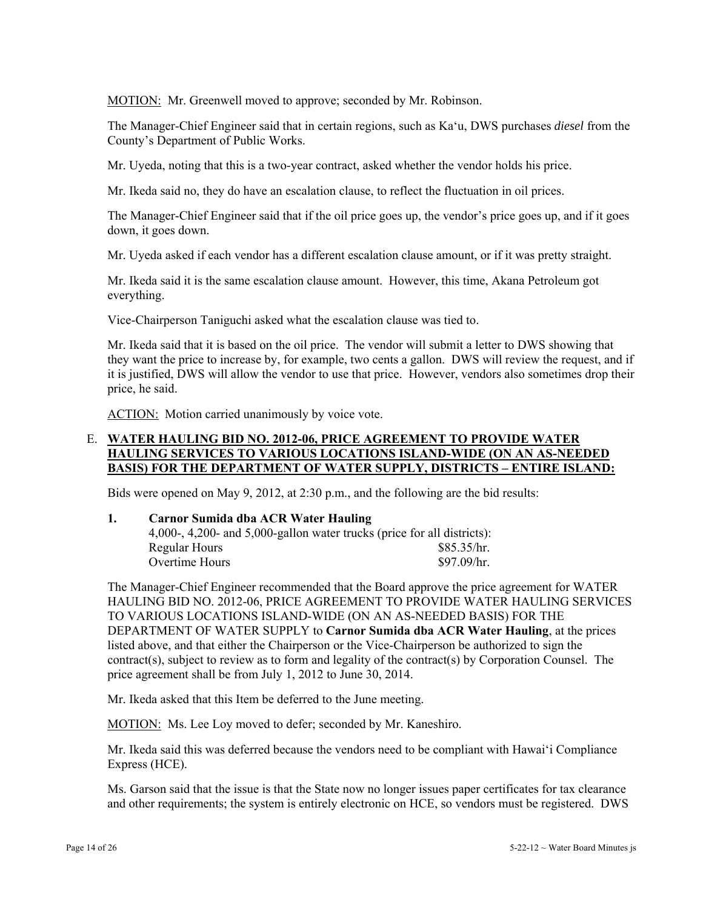MOTION: Mr. Greenwell moved to approve; seconded by Mr. Robinson.

The Manager-Chief Engineer said that in certain regions, such as Ka'u, DWS purchases *diesel* from the County's Department of Public Works.

Mr. Uyeda, noting that this is a two-year contract, asked whether the vendor holds his price.

Mr. Ikeda said no, they do have an escalation clause, to reflect the fluctuation in oil prices.

The Manager-Chief Engineer said that if the oil price goes up, the vendor's price goes up, and if it goes down, it goes down.

Mr. Uyeda asked if each vendor has a different escalation clause amount, or if it was pretty straight.

Mr. Ikeda said it is the same escalation clause amount. However, this time, Akana Petroleum got everything.

Vice-Chairperson Taniguchi asked what the escalation clause was tied to.

Mr. Ikeda said that it is based on the oil price. The vendor will submit a letter to DWS showing that they want the price to increase by, for example, two cents a gallon. DWS will review the request, and if it is justified, DWS will allow the vendor to use that price. However, vendors also sometimes drop their price, he said.

ACTION: Motion carried unanimously by voice vote.

E. **WATER HAULING BID NO. 2012-06, PRICE AGREEMENT TO PROVIDE WATER HAULING SERVICES TO VARIOUS LOCATIONS ISLAND-WIDE (ON AN AS-NEEDED BASIS) FOR THE DEPARTMENT OF WATER SUPPLY, DISTRICTS – ENTIRE ISLAND:**

Bids were opened on May 9, 2012, at 2:30 p.m., and the following are the bid results:

**1. Carnor Sumida dba ACR Water Hauling**

4,000-, 4,200- and 5,000-gallon water trucks (price for all districts):

| | |
|---|---|
| Regular Hours | \$85.35/hr. |
| Overtime Hours | \$97.09/hr. |

The Manager-Chief Engineer recommended that the Board approve the price agreement for WATER HAULING BID NO. 2012-06, PRICE AGREEMENT TO PROVIDE WATER HAULING SERVICES TO VARIOUS LOCATIONS ISLAND-WIDE (ON AN AS-NEEDED BASIS) FOR THE DEPARTMENT OF WATER SUPPLY to **Carnor Sumida dba ACR Water Hauling**, at the prices listed above, and that either the Chairperson or the Vice-Chairperson be authorized to sign the contract(s), subject to review as to form and legality of the contract(s) by Corporation Counsel. The price agreement shall be from July 1, 2012 to June 30, 2014.

Mr. Ikeda asked that this Item be deferred to the June meeting.

MOTION: Ms. Lee Loy moved to defer; seconded by Mr. Kaneshiro.

Mr. Ikeda said this was deferred because the vendors need to be compliant with Hawai'i Compliance Express (HCE).

Ms. Garson said that the issue is that the State now no longer issues paper certificates for tax clearance and other requirements; the system is entirely electronic on HCE, so vendors must be registered. DWS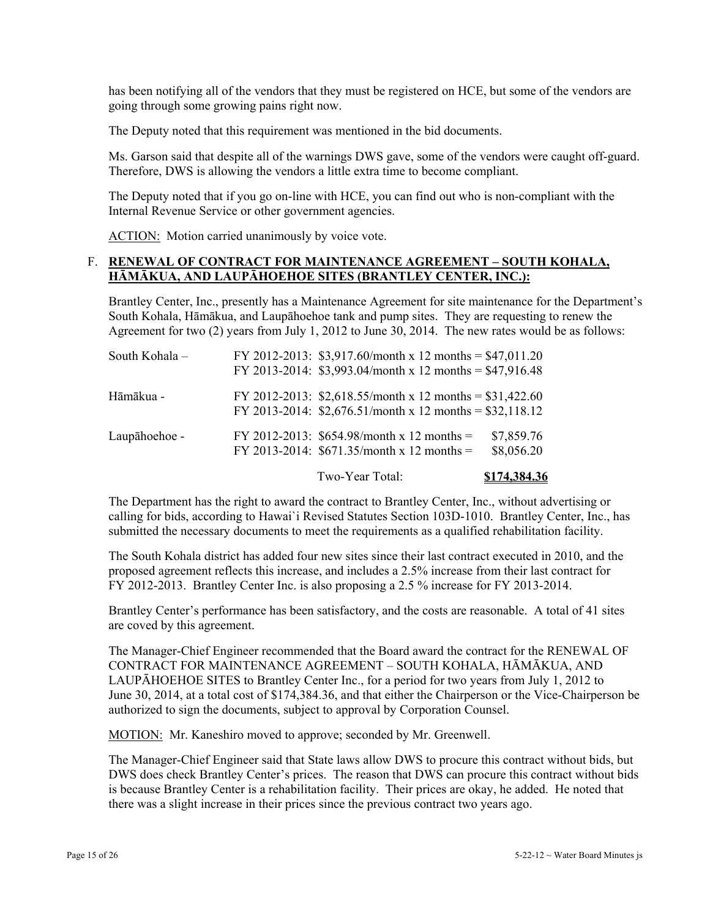has been notifying all of the vendors that they must be registered on HCE, but some of the vendors are going through some growing pains right now.

The Deputy noted that this requirement was mentioned in the bid documents.

Ms. Garson said that despite all of the warnings DWS gave, some of the vendors were caught off-guard. Therefore, DWS is allowing the vendors a little extra time to become compliant.

The Deputy noted that if you go on-line with HCE, you can find out who is non-compliant with the Internal Revenue Service or other government agencies.

ACTION: Motion carried unanimously by voice vote.

F. **RENEWAL OF CONTRACT FOR MAINTENANCE AGREEMENT – SOUTH KOHALA, HĀMĀKUA, AND LAUPĀHOEHOE SITES (BRANTLEY CENTER, INC.):**

Brantley Center, Inc., presently has a Maintenance Agreement for site maintenance for the Department's South Kohala, Hāmākua, and Laupāhoehoe tank and pump sites. They are requesting to renew the Agreement for two (2) years from July 1, 2012 to June 30, 2014. The new rates would be as follows:

| | | |
|---|---|---|
| South Kohala – | FY 2012-2013: \$3,917.60/month x 12 months = | \$47,011.20 |
| | FY 2013-2014: \$3,993.04/month x 12 months = | \$47,916.48 |
| Hāmākua - | FY 2012-2013: \$2,618.55/month x 12 months = | \$31,422.60 |
| | FY 2013-2014: \$2,676.51/month x 12 months = | \$32,118.12 |
| Laupāhoehoe - | FY 2012-2013: \$654.98/month x 12 months = | \$7,859.76 |
| | FY 2013-2014: \$671.35/month x 12 months = | \$8,056.20 |
| | Two-Year Total: | **\$174,384.36** |

The Department has the right to award the contract to Brantley Center, Inc., without advertising or calling for bids, according to Hawai`i Revised Statutes Section 103D-1010. Brantley Center, Inc., has submitted the necessary documents to meet the requirements as a qualified rehabilitation facility.

The South Kohala district has added four new sites since their last contract executed in 2010, and the proposed agreement reflects this increase, and includes a 2.5% increase from their last contract for FY 2012-2013. Brantley Center Inc. is also proposing a 2.5 % increase for FY 2013-2014.

Brantley Center's performance has been satisfactory, and the costs are reasonable. A total of 41 sites are coved by this agreement.

The Manager-Chief Engineer recommended that the Board award the contract for the RENEWAL OF CONTRACT FOR MAINTENANCE AGREEMENT – SOUTH KOHALA, HĀMĀKUA, AND LAUPĀHOEHOE SITES to Brantley Center Inc., for a period for two years from July 1, 2012 to June 30, 2014, at a total cost of \$174,384.36, and that either the Chairperson or the Vice-Chairperson be authorized to sign the documents, subject to approval by Corporation Counsel.

MOTION: Mr. Kaneshiro moved to approve; seconded by Mr. Greenwell.

The Manager-Chief Engineer said that State laws allow DWS to procure this contract without bids, but DWS does check Brantley Center's prices. The reason that DWS can procure this contract without bids is because Brantley Center is a rehabilitation facility. Their prices are okay, he added. He noted that there was a slight increase in their prices since the previous contract two years ago.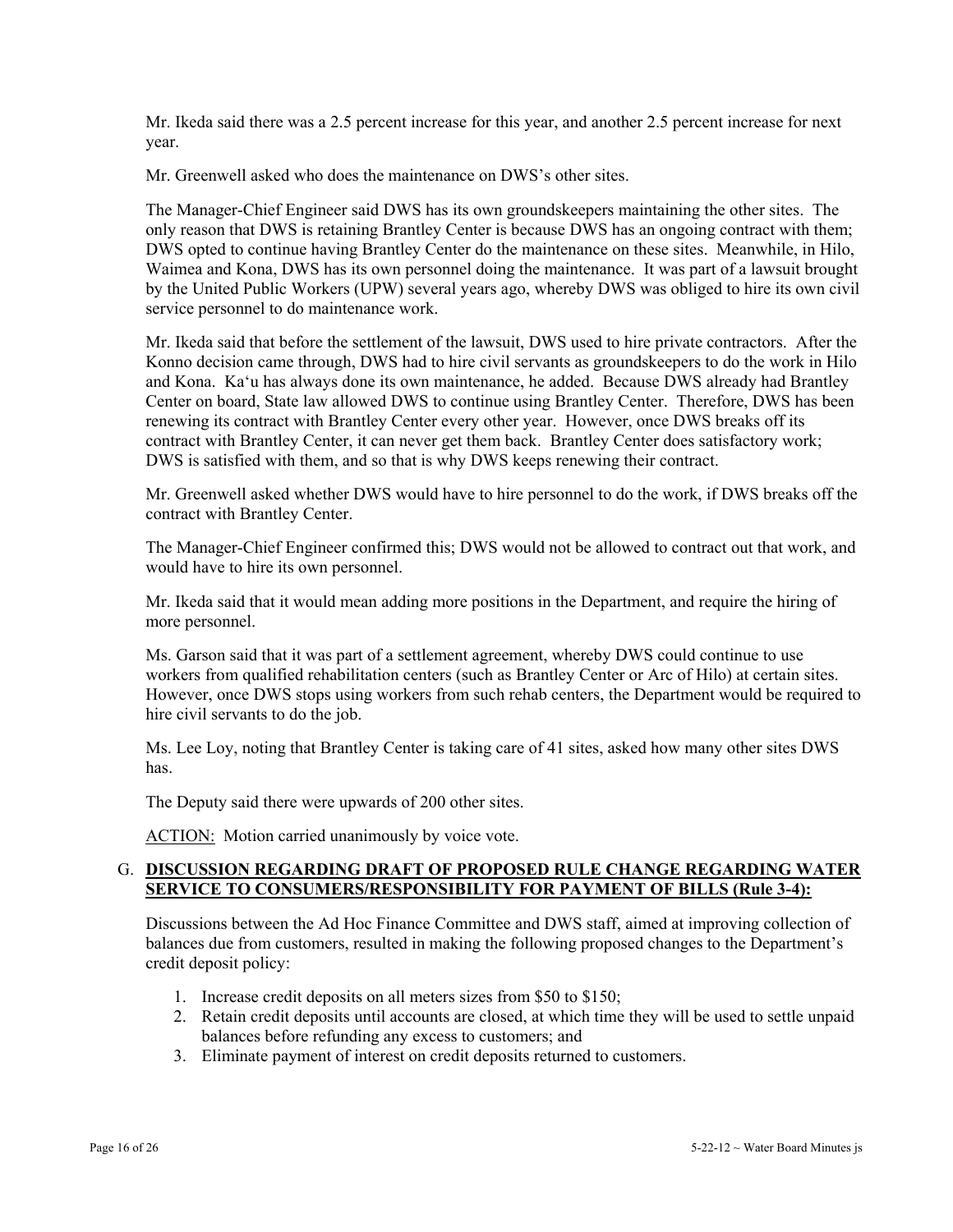Mr. Ikeda said there was a 2.5 percent increase for this year, and another 2.5 percent increase for next year.

Mr. Greenwell asked who does the maintenance on DWS's other sites.

The Manager-Chief Engineer said DWS has its own groundskeepers maintaining the other sites. The only reason that DWS is retaining Brantley Center is because DWS has an ongoing contract with them; DWS opted to continue having Brantley Center do the maintenance on these sites. Meanwhile, in Hilo, Waimea and Kona, DWS has its own personnel doing the maintenance. It was part of a lawsuit brought by the United Public Workers (UPW) several years ago, whereby DWS was obliged to hire its own civil service personnel to do maintenance work.

Mr. Ikeda said that before the settlement of the lawsuit, DWS used to hire private contractors. After the Konno decision came through, DWS had to hire civil servants as groundskeepers to do the work in Hilo and Kona. Ka'u has always done its own maintenance, he added. Because DWS already had Brantley Center on board, State law allowed DWS to continue using Brantley Center. Therefore, DWS has been renewing its contract with Brantley Center every other year. However, once DWS breaks off its contract with Brantley Center, it can never get them back. Brantley Center does satisfactory work; DWS is satisfied with them, and so that is why DWS keeps renewing their contract.

Mr. Greenwell asked whether DWS would have to hire personnel to do the work, if DWS breaks off the contract with Brantley Center.

The Manager-Chief Engineer confirmed this; DWS would not be allowed to contract out that work, and would have to hire its own personnel.

Mr. Ikeda said that it would mean adding more positions in the Department, and require the hiring of more personnel.

Ms. Garson said that it was part of a settlement agreement, whereby DWS could continue to use workers from qualified rehabilitation centers (such as Brantley Center or Arc of Hilo) at certain sites. However, once DWS stops using workers from such rehab centers, the Department would be required to hire civil servants to do the job.

Ms. Lee Loy, noting that Brantley Center is taking care of 41 sites, asked how many other sites DWS has.

The Deputy said there were upwards of 200 other sites.

ACTION: Motion carried unanimously by voice vote.

G. **DISCUSSION REGARDING DRAFT OF PROPOSED RULE CHANGE REGARDING WATER SERVICE TO CONSUMERS/RESPONSIBILITY FOR PAYMENT OF BILLS (Rule 3-4):**

Discussions between the Ad Hoc Finance Committee and DWS staff, aimed at improving collection of balances due from customers, resulted in making the following proposed changes to the Department's credit deposit policy:

1. Increase credit deposits on all meters sizes from $50 to $150;
2. Retain credit deposits until accounts are closed, at which time they will be used to settle unpaid balances before refunding any excess to customers; and
3. Eliminate payment of interest on credit deposits returned to customers.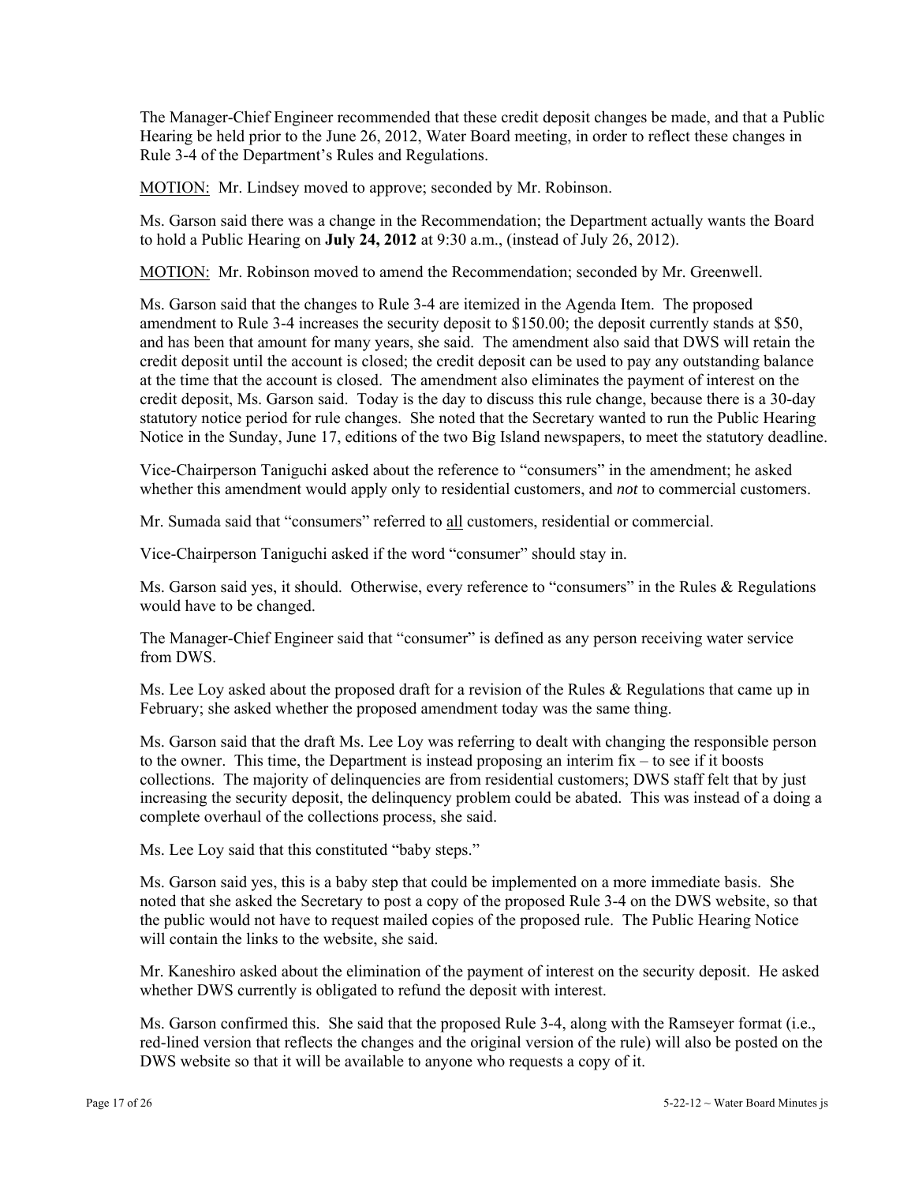The Manager-Chief Engineer recommended that these credit deposit changes be made, and that a Public Hearing be held prior to the June 26, 2012, Water Board meeting, in order to reflect these changes in Rule 3-4 of the Department's Rules and Regulations.

<u>MOTION:</u> Mr. Lindsey moved to approve; seconded by Mr. Robinson.

Ms. Garson said there was a change in the Recommendation; the Department actually wants the Board to hold a Public Hearing on **July 24, 2012** at 9:30 a.m., (instead of July 26, 2012).

<u>MOTION:</u> Mr. Robinson moved to amend the Recommendation; seconded by Mr. Greenwell.

Ms. Garson said that the changes to Rule 3-4 are itemized in the Agenda Item. The proposed amendment to Rule 3-4 increases the security deposit to $150.00; the deposit currently stands at $50, and has been that amount for many years, she said. The amendment also said that DWS will retain the credit deposit until the account is closed; the credit deposit can be used to pay any outstanding balance at the time that the account is closed. The amendment also eliminates the payment of interest on the credit deposit, Ms. Garson said. Today is the day to discuss this rule change, because there is a 30-day statutory notice period for rule changes. She noted that the Secretary wanted to run the Public Hearing Notice in the Sunday, June 17, editions of the two Big Island newspapers, to meet the statutory deadline.

Vice-Chairperson Taniguchi asked about the reference to "consumers" in the amendment; he asked whether this amendment would apply only to residential customers, and *not* to commercial customers.

Mr. Sumada said that "consumers" referred to <u>all</u> customers, residential or commercial.

Vice-Chairperson Taniguchi asked if the word "consumer" should stay in.

Ms. Garson said yes, it should. Otherwise, every reference to "consumers" in the Rules & Regulations would have to be changed.

The Manager-Chief Engineer said that "consumer" is defined as any person receiving water service from DWS.

Ms. Lee Loy asked about the proposed draft for a revision of the Rules & Regulations that came up in February; she asked whether the proposed amendment today was the same thing.

Ms. Garson said that the draft Ms. Lee Loy was referring to dealt with changing the responsible person to the owner. This time, the Department is instead proposing an interim fix – to see if it boosts collections. The majority of delinquencies are from residential customers; DWS staff felt that by just increasing the security deposit, the delinquency problem could be abated. This was instead of a doing a complete overhaul of the collections process, she said.

Ms. Lee Loy said that this constituted "baby steps."

Ms. Garson said yes, this is a baby step that could be implemented on a more immediate basis. She noted that she asked the Secretary to post a copy of the proposed Rule 3-4 on the DWS website, so that the public would not have to request mailed copies of the proposed rule. The Public Hearing Notice will contain the links to the website, she said.

Mr. Kaneshiro asked about the elimination of the payment of interest on the security deposit. He asked whether DWS currently is obligated to refund the deposit with interest.

Ms. Garson confirmed this. She said that the proposed Rule 3-4, along with the Ramseyer format (i.e., red-lined version that reflects the changes and the original version of the rule) will also be posted on the DWS website so that it will be available to anyone who requests a copy of it.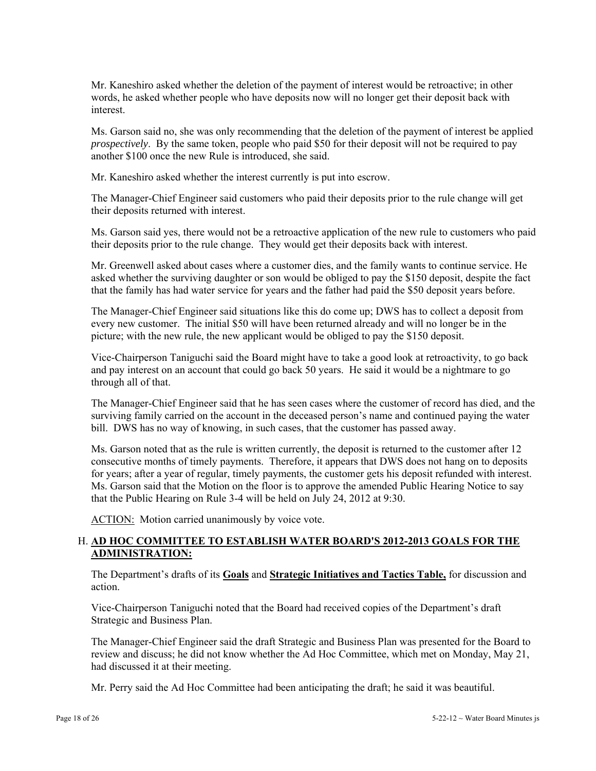Mr. Kaneshiro asked whether the deletion of the payment of interest would be retroactive; in other words, he asked whether people who have deposits now will no longer get their deposit back with interest.

Ms. Garson said no, she was only recommending that the deletion of the payment of interest be applied *prospectively*. By the same token, people who paid $50 for their deposit will not be required to pay another $100 once the new Rule is introduced, she said.

Mr. Kaneshiro asked whether the interest currently is put into escrow.

The Manager-Chief Engineer said customers who paid their deposits prior to the rule change will get their deposits returned with interest.

Ms. Garson said yes, there would not be a retroactive application of the new rule to customers who paid their deposits prior to the rule change. They would get their deposits back with interest.

Mr. Greenwell asked about cases where a customer dies, and the family wants to continue service. He asked whether the surviving daughter or son would be obliged to pay the $150 deposit, despite the fact that the family has had water service for years and the father had paid the $50 deposit years before.

The Manager-Chief Engineer said situations like this do come up; DWS has to collect a deposit from every new customer. The initial $50 will have been returned already and will no longer be in the picture; with the new rule, the new applicant would be obliged to pay the $150 deposit.

Vice-Chairperson Taniguchi said the Board might have to take a good look at retroactivity, to go back and pay interest on an account that could go back 50 years. He said it would be a nightmare to go through all of that.

The Manager-Chief Engineer said that he has seen cases where the customer of record has died, and the surviving family carried on the account in the deceased person's name and continued paying the water bill. DWS has no way of knowing, in such cases, that the customer has passed away.

Ms. Garson noted that as the rule is written currently, the deposit is returned to the customer after 12 consecutive months of timely payments. Therefore, it appears that DWS does not hang on to deposits for years; after a year of regular, timely payments, the customer gets his deposit refunded with interest. Ms. Garson said that the Motion on the floor is to approve the amended Public Hearing Notice to say that the Public Hearing on Rule 3-4 will be held on July 24, 2012 at 9:30.

ACTION: Motion carried unanimously by voice vote.

## H. AD HOC COMMITTEE TO ESTABLISH WATER BOARD'S 2012-2013 GOALS FOR THE ADMINISTRATION:

The Department's drafts of its **Goals** and **Strategic Initiatives and Tactics Table,** for discussion and action.

Vice-Chairperson Taniguchi noted that the Board had received copies of the Department's draft Strategic and Business Plan.

The Manager-Chief Engineer said the draft Strategic and Business Plan was presented for the Board to review and discuss; he did not know whether the Ad Hoc Committee, which met on Monday, May 21, had discussed it at their meeting.

Mr. Perry said the Ad Hoc Committee had been anticipating the draft; he said it was beautiful.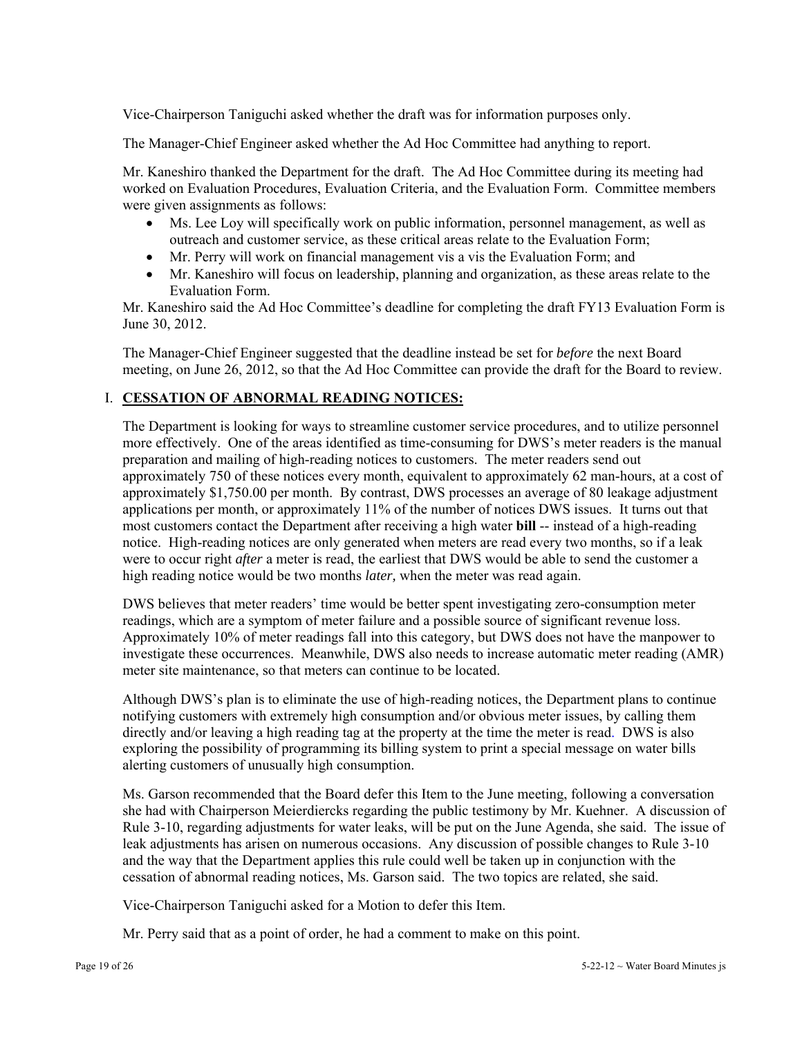Vice-Chairperson Taniguchi asked whether the draft was for information purposes only.

The Manager-Chief Engineer asked whether the Ad Hoc Committee had anything to report.

Mr. Kaneshiro thanked the Department for the draft. The Ad Hoc Committee during its meeting had worked on Evaluation Procedures, Evaluation Criteria, and the Evaluation Form. Committee members were given assignments as follows:

- Ms. Lee Loy will specifically work on public information, personnel management, as well as outreach and customer service, as these critical areas relate to the Evaluation Form;
- Mr. Perry will work on financial management vis a vis the Evaluation Form; and
- Mr. Kaneshiro will focus on leadership, planning and organization, as these areas relate to the Evaluation Form.

Mr. Kaneshiro said the Ad Hoc Committee's deadline for completing the draft FY13 Evaluation Form is June 30, 2012.

The Manager-Chief Engineer suggested that the deadline instead be set for *before* the next Board meeting, on June 26, 2012, so that the Ad Hoc Committee can provide the draft for the Board to review.

## I. CESSATION OF ABNORMAL READING NOTICES:

The Department is looking for ways to streamline customer service procedures, and to utilize personnel more effectively. One of the areas identified as time-consuming for DWS's meter readers is the manual preparation and mailing of high-reading notices to customers. The meter readers send out approximately 750 of these notices every month, equivalent to approximately 62 man-hours, at a cost of approximately $1,750.00 per month. By contrast, DWS processes an average of 80 leakage adjustment applications per month, or approximately 11% of the number of notices DWS issues. It turns out that most customers contact the Department after receiving a high water **bill** -- instead of a high-reading notice. High-reading notices are only generated when meters are read every two months, so if a leak were to occur right *after* a meter is read, the earliest that DWS would be able to send the customer a high reading notice would be two months *later,* when the meter was read again.

DWS believes that meter readers' time would be better spent investigating zero-consumption meter readings, which are a symptom of meter failure and a possible source of significant revenue loss. Approximately 10% of meter readings fall into this category, but DWS does not have the manpower to investigate these occurrences. Meanwhile, DWS also needs to increase automatic meter reading (AMR) meter site maintenance, so that meters can continue to be located.

Although DWS's plan is to eliminate the use of high-reading notices, the Department plans to continue notifying customers with extremely high consumption and/or obvious meter issues, by calling them directly and/or leaving a high reading tag at the property at the time the meter is read. DWS is also exploring the possibility of programming its billing system to print a special message on water bills alerting customers of unusually high consumption.

Ms. Garson recommended that the Board defer this Item to the June meeting, following a conversation she had with Chairperson Meierdiercks regarding the public testimony by Mr. Kuehner. A discussion of Rule 3-10, regarding adjustments for water leaks, will be put on the June Agenda, she said. The issue of leak adjustments has arisen on numerous occasions. Any discussion of possible changes to Rule 3-10 and the way that the Department applies this rule could well be taken up in conjunction with the cessation of abnormal reading notices, Ms. Garson said. The two topics are related, she said.

Vice-Chairperson Taniguchi asked for a Motion to defer this Item.

Mr. Perry said that as a point of order, he had a comment to make on this point.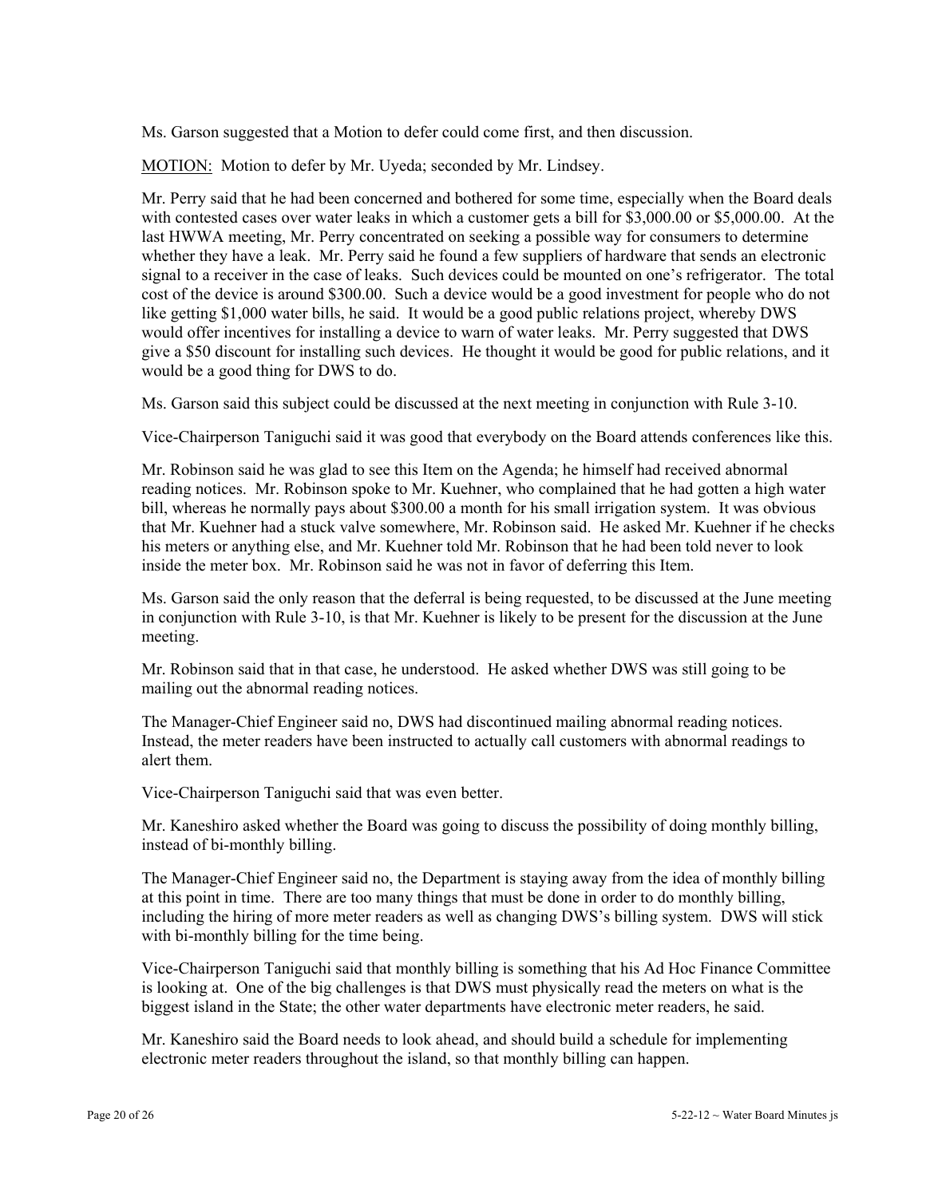Ms. Garson suggested that a Motion to defer could come first, and then discussion.

MOTION: Motion to defer by Mr. Uyeda; seconded by Mr. Lindsey.

Mr. Perry said that he had been concerned and bothered for some time, especially when the Board deals with contested cases over water leaks in which a customer gets a bill for $3,000.00 or $5,000.00. At the last HWWA meeting, Mr. Perry concentrated on seeking a possible way for consumers to determine whether they have a leak. Mr. Perry said he found a few suppliers of hardware that sends an electronic signal to a receiver in the case of leaks. Such devices could be mounted on one's refrigerator. The total cost of the device is around $300.00. Such a device would be a good investment for people who do not like getting $1,000 water bills, he said. It would be a good public relations project, whereby DWS would offer incentives for installing a device to warn of water leaks. Mr. Perry suggested that DWS give a $50 discount for installing such devices. He thought it would be good for public relations, and it would be a good thing for DWS to do.

Ms. Garson said this subject could be discussed at the next meeting in conjunction with Rule 3-10.

Vice-Chairperson Taniguchi said it was good that everybody on the Board attends conferences like this.

Mr. Robinson said he was glad to see this Item on the Agenda; he himself had received abnormal reading notices. Mr. Robinson spoke to Mr. Kuehner, who complained that he had gotten a high water bill, whereas he normally pays about $300.00 a month for his small irrigation system. It was obvious that Mr. Kuehner had a stuck valve somewhere, Mr. Robinson said. He asked Mr. Kuehner if he checks his meters or anything else, and Mr. Kuehner told Mr. Robinson that he had been told never to look inside the meter box. Mr. Robinson said he was not in favor of deferring this Item.

Ms. Garson said the only reason that the deferral is being requested, to be discussed at the June meeting in conjunction with Rule 3-10, is that Mr. Kuehner is likely to be present for the discussion at the June meeting.

Mr. Robinson said that in that case, he understood. He asked whether DWS was still going to be mailing out the abnormal reading notices.

The Manager-Chief Engineer said no, DWS had discontinued mailing abnormal reading notices. Instead, the meter readers have been instructed to actually call customers with abnormal readings to alert them.

Vice-Chairperson Taniguchi said that was even better.

Mr. Kaneshiro asked whether the Board was going to discuss the possibility of doing monthly billing, instead of bi-monthly billing.

The Manager-Chief Engineer said no, the Department is staying away from the idea of monthly billing at this point in time. There are too many things that must be done in order to do monthly billing, including the hiring of more meter readers as well as changing DWS's billing system. DWS will stick with bi-monthly billing for the time being.

Vice-Chairperson Taniguchi said that monthly billing is something that his Ad Hoc Finance Committee is looking at. One of the big challenges is that DWS must physically read the meters on what is the biggest island in the State; the other water departments have electronic meter readers, he said.

Mr. Kaneshiro said the Board needs to look ahead, and should build a schedule for implementing electronic meter readers throughout the island, so that monthly billing can happen.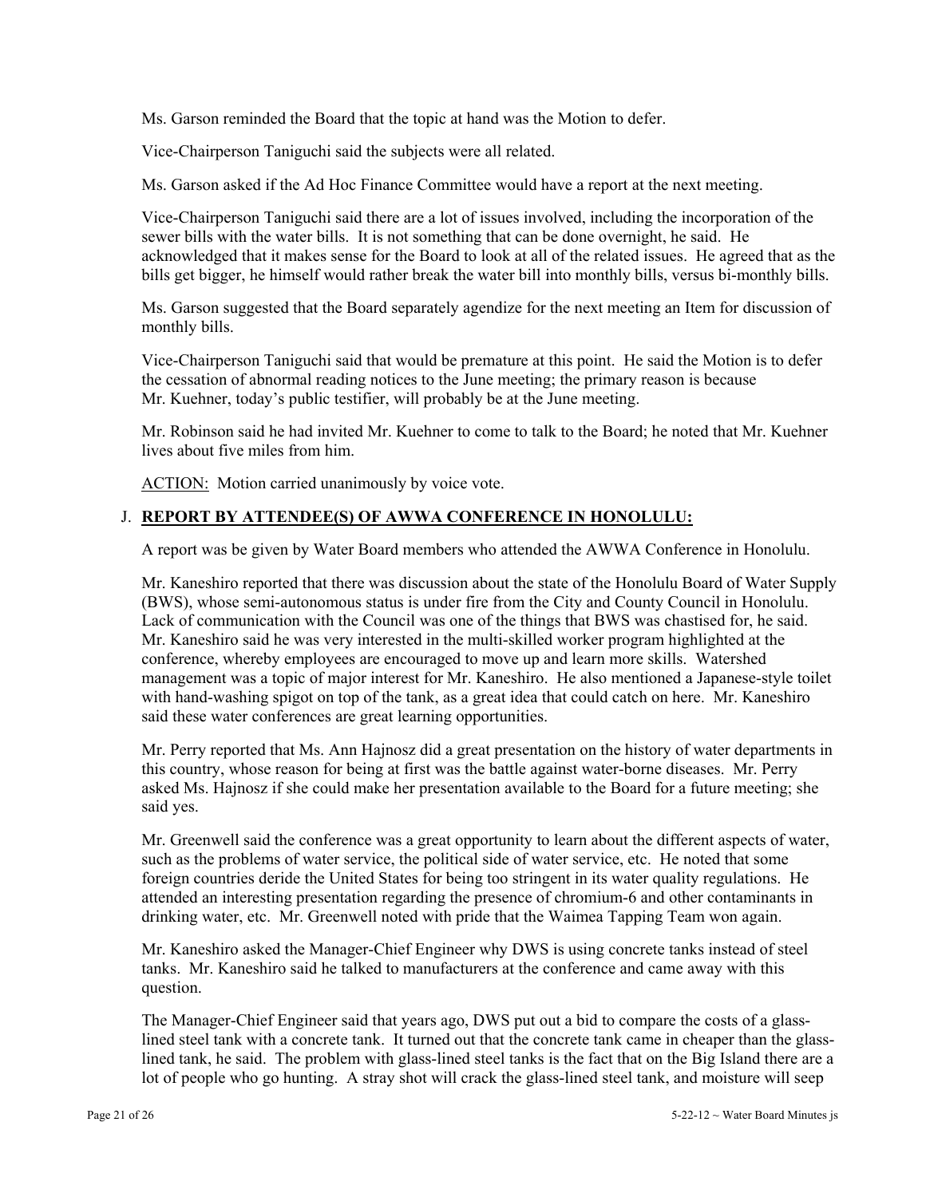Ms. Garson reminded the Board that the topic at hand was the Motion to defer.

Vice-Chairperson Taniguchi said the subjects were all related.

Ms. Garson asked if the Ad Hoc Finance Committee would have a report at the next meeting.

Vice-Chairperson Taniguchi said there are a lot of issues involved, including the incorporation of the sewer bills with the water bills. It is not something that can be done overnight, he said. He acknowledged that it makes sense for the Board to look at all of the related issues. He agreed that as the bills get bigger, he himself would rather break the water bill into monthly bills, versus bi-monthly bills.

Ms. Garson suggested that the Board separately agendize for the next meeting an Item for discussion of monthly bills.

Vice-Chairperson Taniguchi said that would be premature at this point. He said the Motion is to defer the cessation of abnormal reading notices to the June meeting; the primary reason is because Mr. Kuehner, today's public testifier, will probably be at the June meeting.

Mr. Robinson said he had invited Mr. Kuehner to come to talk to the Board; he noted that Mr. Kuehner lives about five miles from him.

ACTION: Motion carried unanimously by voice vote.

## J. REPORT BY ATTENDEE(S) OF AWWA CONFERENCE IN HONOLULU:

A report was be given by Water Board members who attended the AWWA Conference in Honolulu.

Mr. Kaneshiro reported that there was discussion about the state of the Honolulu Board of Water Supply (BWS), whose semi-autonomous status is under fire from the City and County Council in Honolulu. Lack of communication with the Council was one of the things that BWS was chastised for, he said. Mr. Kaneshiro said he was very interested in the multi-skilled worker program highlighted at the conference, whereby employees are encouraged to move up and learn more skills. Watershed management was a topic of major interest for Mr. Kaneshiro. He also mentioned a Japanese-style toilet with hand-washing spigot on top of the tank, as a great idea that could catch on here. Mr. Kaneshiro said these water conferences are great learning opportunities.

Mr. Perry reported that Ms. Ann Hajnosz did a great presentation on the history of water departments in this country, whose reason for being at first was the battle against water-borne diseases. Mr. Perry asked Ms. Hajnosz if she could make her presentation available to the Board for a future meeting; she said yes.

Mr. Greenwell said the conference was a great opportunity to learn about the different aspects of water, such as the problems of water service, the political side of water service, etc. He noted that some foreign countries deride the United States for being too stringent in its water quality regulations. He attended an interesting presentation regarding the presence of chromium-6 and other contaminants in drinking water, etc. Mr. Greenwell noted with pride that the Waimea Tapping Team won again.

Mr. Kaneshiro asked the Manager-Chief Engineer why DWS is using concrete tanks instead of steel tanks. Mr. Kaneshiro said he talked to manufacturers at the conference and came away with this question.

The Manager-Chief Engineer said that years ago, DWS put out a bid to compare the costs of a glass-lined steel tank with a concrete tank. It turned out that the concrete tank came in cheaper than the glass-lined tank, he said. The problem with glass-lined steel tanks is the fact that on the Big Island there are a lot of people who go hunting. A stray shot will crack the glass-lined steel tank, and moisture will seep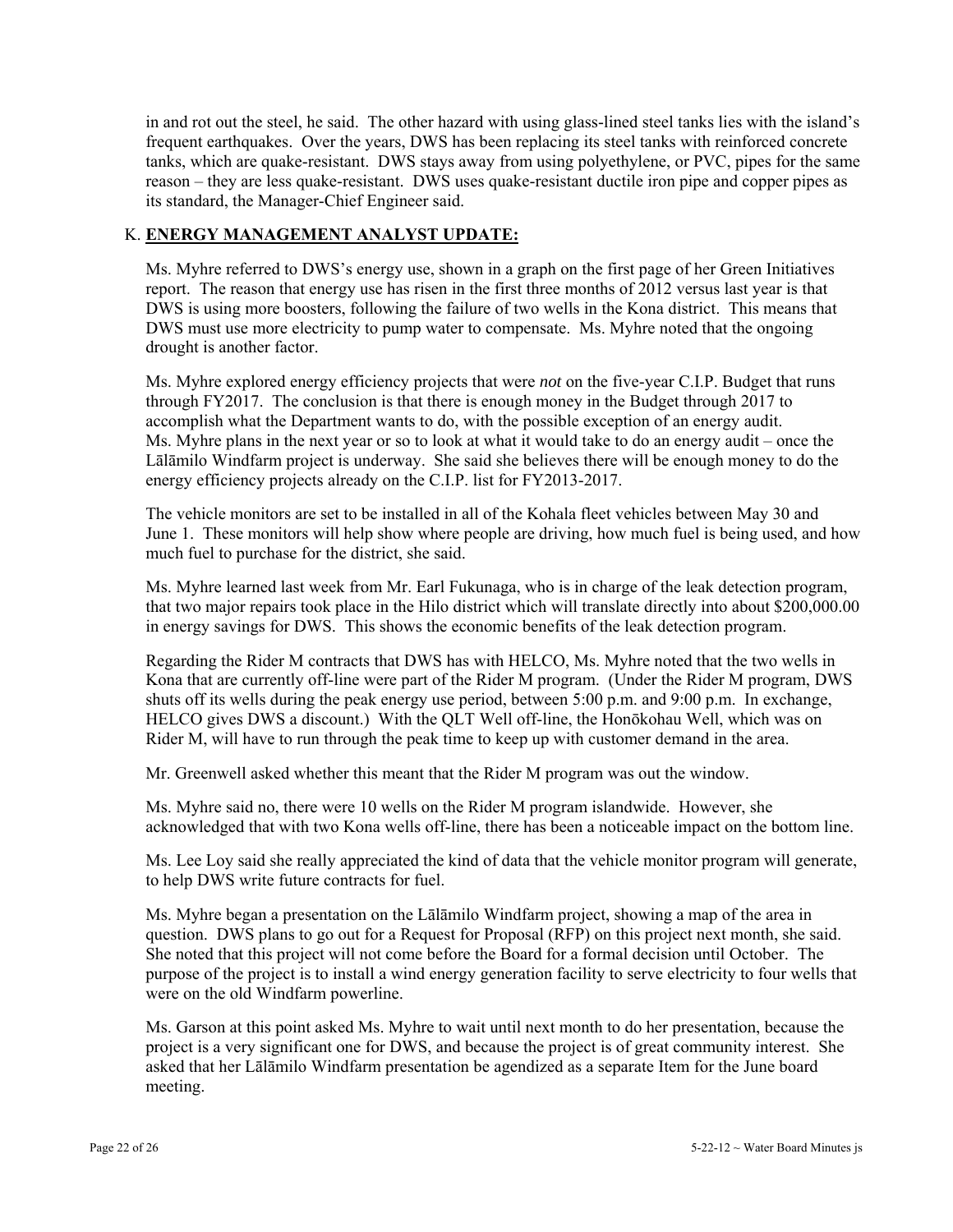in and rot out the steel, he said. The other hazard with using glass-lined steel tanks lies with the island's frequent earthquakes. Over the years, DWS has been replacing its steel tanks with reinforced concrete tanks, which are quake-resistant. DWS stays away from using polyethylene, or PVC, pipes for the same reason – they are less quake-resistant. DWS uses quake-resistant ductile iron pipe and copper pipes as its standard, the Manager-Chief Engineer said.

K. **ENERGY MANAGEMENT ANALYST UPDATE:**

Ms. Myhre referred to DWS's energy use, shown in a graph on the first page of her Green Initiatives report. The reason that energy use has risen in the first three months of 2012 versus last year is that DWS is using more boosters, following the failure of two wells in the Kona district. This means that DWS must use more electricity to pump water to compensate. Ms. Myhre noted that the ongoing drought is another factor.

Ms. Myhre explored energy efficiency projects that were *not* on the five-year C.I.P. Budget that runs through FY2017. The conclusion is that there is enough money in the Budget through 2017 to accomplish what the Department wants to do, with the possible exception of an energy audit. Ms. Myhre plans in the next year or so to look at what it would take to do an energy audit – once the Lālāmilo Windfarm project is underway. She said she believes there will be enough money to do the energy efficiency projects already on the C.I.P. list for FY2013-2017.

The vehicle monitors are set to be installed in all of the Kohala fleet vehicles between May 30 and June 1. These monitors will help show where people are driving, how much fuel is being used, and how much fuel to purchase for the district, she said.

Ms. Myhre learned last week from Mr. Earl Fukunaga, who is in charge of the leak detection program, that two major repairs took place in the Hilo district which will translate directly into about $200,000.00 in energy savings for DWS. This shows the economic benefits of the leak detection program.

Regarding the Rider M contracts that DWS has with HELCO, Ms. Myhre noted that the two wells in Kona that are currently off-line were part of the Rider M program. (Under the Rider M program, DWS shuts off its wells during the peak energy use period, between 5:00 p.m. and 9:00 p.m. In exchange, HELCO gives DWS a discount.) With the QLT Well off-line, the Honōkohau Well, which was on Rider M, will have to run through the peak time to keep up with customer demand in the area.

Mr. Greenwell asked whether this meant that the Rider M program was out the window.

Ms. Myhre said no, there were 10 wells on the Rider M program islandwide. However, she acknowledged that with two Kona wells off-line, there has been a noticeable impact on the bottom line.

Ms. Lee Loy said she really appreciated the kind of data that the vehicle monitor program will generate, to help DWS write future contracts for fuel.

Ms. Myhre began a presentation on the Lālāmilo Windfarm project, showing a map of the area in question. DWS plans to go out for a Request for Proposal (RFP) on this project next month, she said. She noted that this project will not come before the Board for a formal decision until October. The purpose of the project is to install a wind energy generation facility to serve electricity to four wells that were on the old Windfarm powerline.

Ms. Garson at this point asked Ms. Myhre to wait until next month to do her presentation, because the project is a very significant one for DWS, and because the project is of great community interest. She asked that her Lālāmilo Windfarm presentation be agendized as a separate Item for the June board meeting.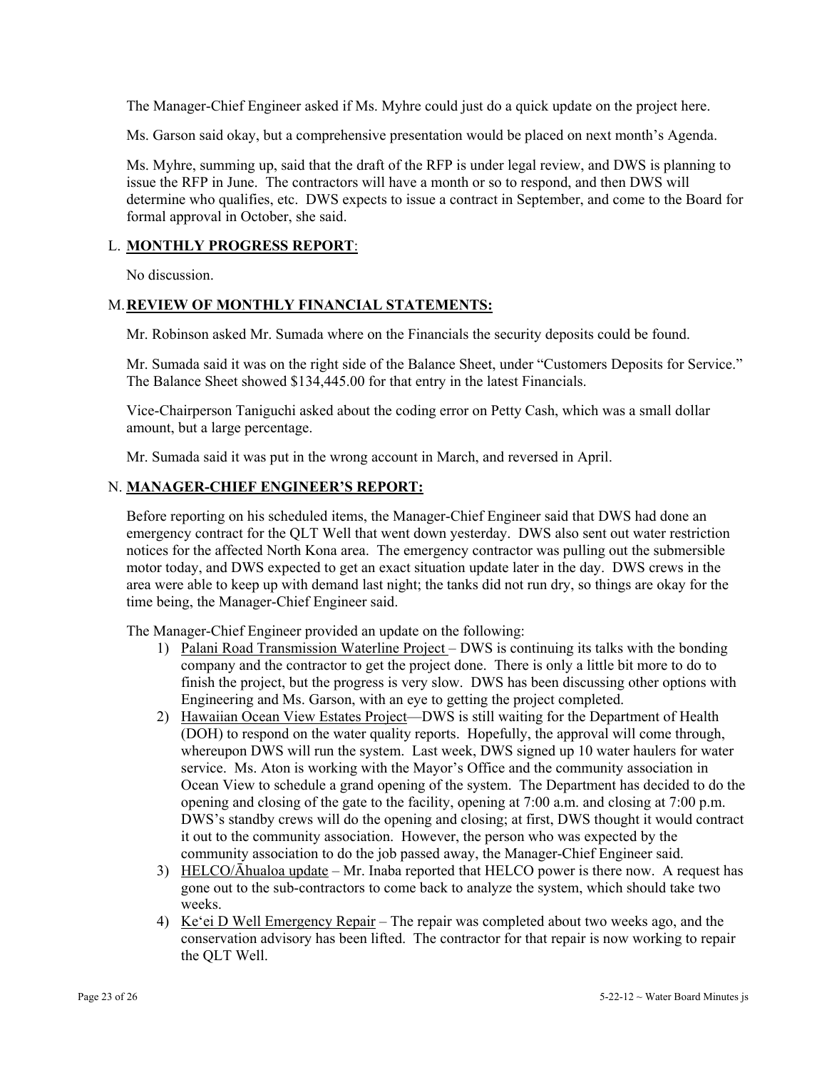The Manager-Chief Engineer asked if Ms. Myhre could just do a quick update on the project here.

Ms. Garson said okay, but a comprehensive presentation would be placed on next month's Agenda.

Ms. Myhre, summing up, said that the draft of the RFP is under legal review, and DWS is planning to issue the RFP in June. The contractors will have a month or so to respond, and then DWS will determine who qualifies, etc. DWS expects to issue a contract in September, and come to the Board for formal approval in October, she said.

## L. **MONTHLY PROGRESS REPORT**:

No discussion.

## M. **REVIEW OF MONTHLY FINANCIAL STATEMENTS:**

Mr. Robinson asked Mr. Sumada where on the Financials the security deposits could be found.

Mr. Sumada said it was on the right side of the Balance Sheet, under "Customers Deposits for Service." The Balance Sheet showed $134,445.00 for that entry in the latest Financials.

Vice-Chairperson Taniguchi asked about the coding error on Petty Cash, which was a small dollar amount, but a large percentage.

Mr. Sumada said it was put in the wrong account in March, and reversed in April.

## N. **MANAGER-CHIEF ENGINEER'S REPORT:**

Before reporting on his scheduled items, the Manager-Chief Engineer said that DWS had done an emergency contract for the QLT Well that went down yesterday. DWS also sent out water restriction notices for the affected North Kona area. The emergency contractor was pulling out the submersible motor today, and DWS expected to get an exact situation update later in the day. DWS crews in the area were able to keep up with demand last night; the tanks did not run dry, so things are okay for the time being, the Manager-Chief Engineer said.

The Manager-Chief Engineer provided an update on the following:

1) Palani Road Transmission Waterline Project – DWS is continuing its talks with the bonding company and the contractor to get the project done. There is only a little bit more to do to finish the project, but the progress is very slow. DWS has been discussing other options with Engineering and Ms. Garson, with an eye to getting the project completed.
2) Hawaiian Ocean View Estates Project—DWS is still waiting for the Department of Health (DOH) to respond on the water quality reports. Hopefully, the approval will come through, whereupon DWS will run the system. Last week, DWS signed up 10 water haulers for water service. Ms. Aton is working with the Mayor's Office and the community association in Ocean View to schedule a grand opening of the system. The Department has decided to do the opening and closing of the gate to the facility, opening at 7:00 a.m. and closing at 7:00 p.m. DWS's standby crews will do the opening and closing; at first, DWS thought it would contract it out to the community association. However, the person who was expected by the community association to do the job passed away, the Manager-Chief Engineer said.
3) HELCO/Āhualoa update – Mr. Inaba reported that HELCO power is there now. A request has gone out to the sub-contractors to come back to analyze the system, which should take two weeks.
4) Ke'ei D Well Emergency Repair – The repair was completed about two weeks ago, and the conservation advisory has been lifted. The contractor for that repair is now working to repair the QLT Well.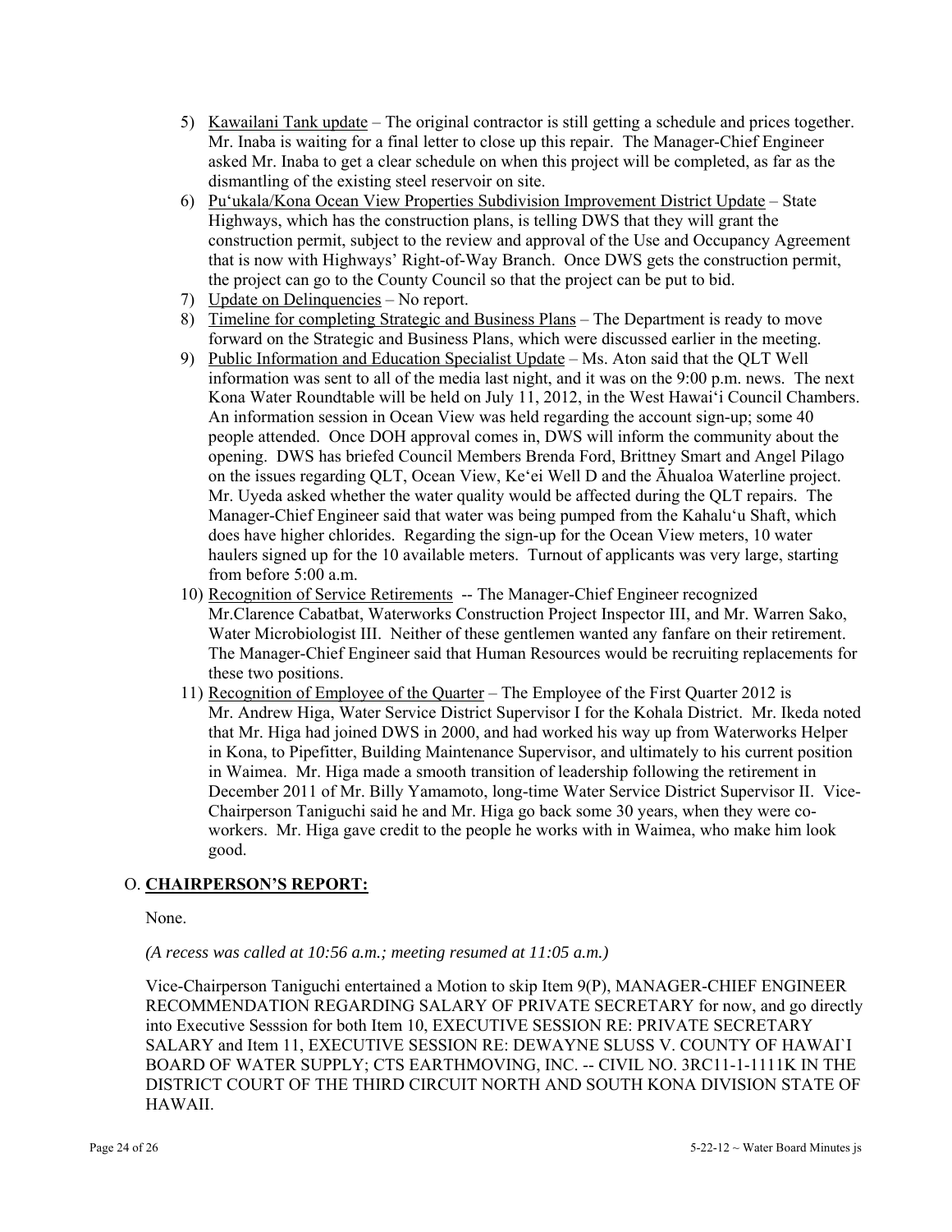5) Kawailani Tank update – The original contractor is still getting a schedule and prices together. Mr. Inaba is waiting for a final letter to close up this repair. The Manager-Chief Engineer asked Mr. Inaba to get a clear schedule on when this project will be completed, as far as the dismantling of the existing steel reservoir on site.
6) Pu'ukala/Kona Ocean View Properties Subdivision Improvement District Update – State Highways, which has the construction plans, is telling DWS that they will grant the construction permit, subject to the review and approval of the Use and Occupancy Agreement that is now with Highways' Right-of-Way Branch. Once DWS gets the construction permit, the project can go to the County Council so that the project can be put to bid.
7) Update on Delinquencies – No report.
8) Timeline for completing Strategic and Business Plans – The Department is ready to move forward on the Strategic and Business Plans, which were discussed earlier in the meeting.
9) Public Information and Education Specialist Update – Ms. Aton said that the QLT Well information was sent to all of the media last night, and it was on the 9:00 p.m. news. The next Kona Water Roundtable will be held on July 11, 2012, in the West Hawai'i Council Chambers. An information session in Ocean View was held regarding the account sign-up; some 40 people attended. Once DOH approval comes in, DWS will inform the community about the opening. DWS has briefed Council Members Brenda Ford, Brittney Smart and Angel Pilago on the issues regarding QLT, Ocean View, Ke'ei Well D and the Āhualoa Waterline project. Mr. Uyeda asked whether the water quality would be affected during the QLT repairs. The Manager-Chief Engineer said that water was being pumped from the Kahalu'u Shaft, which does have higher chlorides. Regarding the sign-up for the Ocean View meters, 10 water haulers signed up for the 10 available meters. Turnout of applicants was very large, starting from before 5:00 a.m.
10) Recognition of Service Retirements -- The Manager-Chief Engineer recognized Mr.Clarence Cabatbat, Waterworks Construction Project Inspector III, and Mr. Warren Sako, Water Microbiologist III. Neither of these gentlemen wanted any fanfare on their retirement. The Manager-Chief Engineer said that Human Resources would be recruiting replacements for these two positions.
11) Recognition of Employee of the Quarter – The Employee of the First Quarter 2012 is Mr. Andrew Higa, Water Service District Supervisor I for the Kohala District. Mr. Ikeda noted that Mr. Higa had joined DWS in 2000, and had worked his way up from Waterworks Helper in Kona, to Pipefitter, Building Maintenance Supervisor, and ultimately to his current position in Waimea. Mr. Higa made a smooth transition of leadership following the retirement in December 2011 of Mr. Billy Yamamoto, long-time Water Service District Supervisor II. Vice-Chairperson Taniguchi said he and Mr. Higa go back some 30 years, when they were co-workers. Mr. Higa gave credit to the people he works with in Waimea, who make him look good.

## O. CHAIRPERSON'S REPORT:

None.

*(A recess was called at 10:56 a.m.; meeting resumed at 11:05 a.m.)*

Vice-Chairperson Taniguchi entertained a Motion to skip Item 9(P), MANAGER-CHIEF ENGINEER RECOMMENDATION REGARDING SALARY OF PRIVATE SECRETARY for now, and go directly into Executive Sesssion for both Item 10, EXECUTIVE SESSION RE: PRIVATE SECRETARY SALARY and Item 11, EXECUTIVE SESSION RE: DEWAYNE SLUSS V. COUNTY OF HAWAI`I BOARD OF WATER SUPPLY; CTS EARTHMOVING, INC. -- CIVIL NO. 3RC11-1-1111K IN THE DISTRICT COURT OF THE THIRD CIRCUIT NORTH AND SOUTH KONA DIVISION STATE OF HAWAII.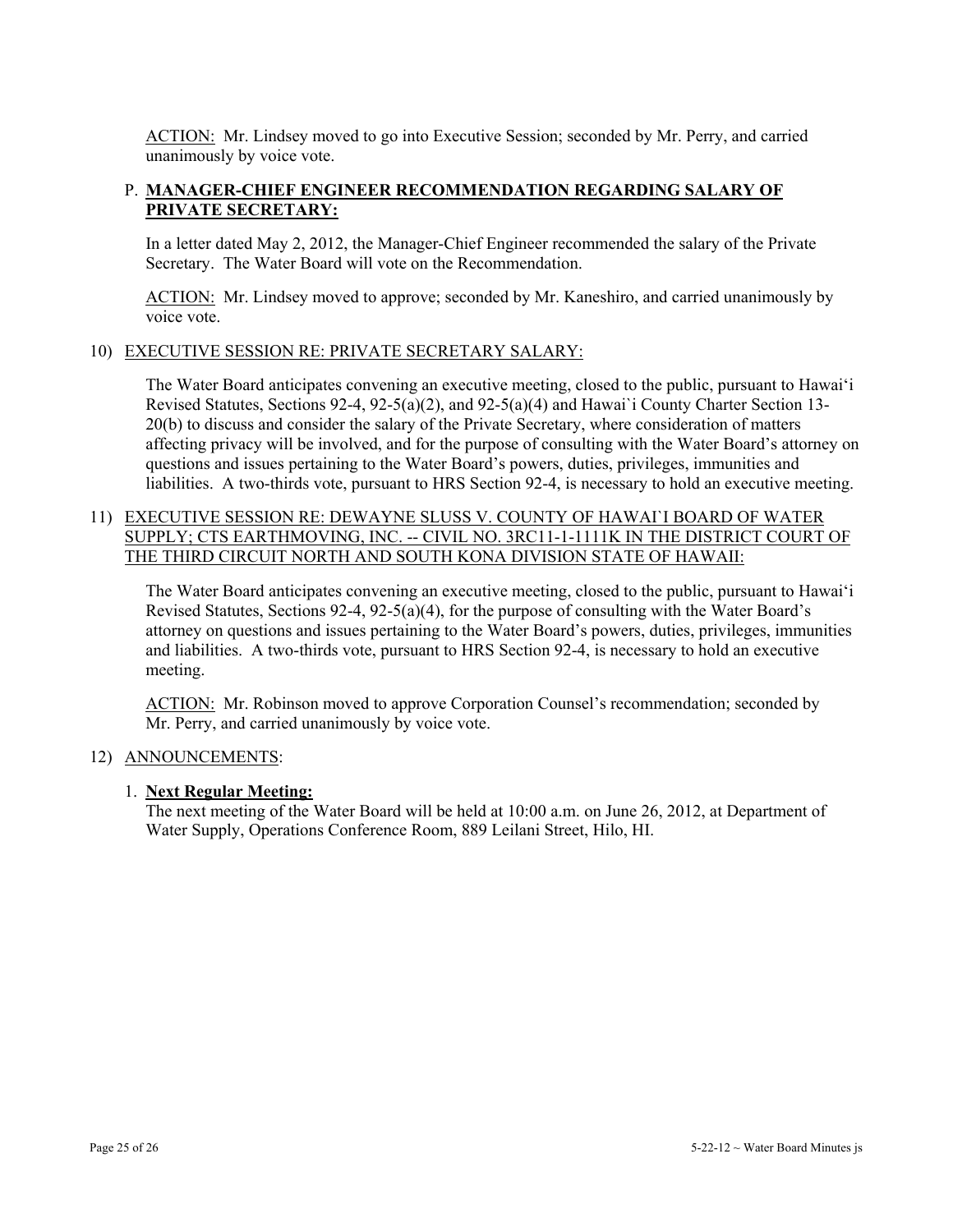ACTION: Mr. Lindsey moved to go into Executive Session; seconded by Mr. Perry, and carried unanimously by voice vote.

P. **MANAGER-CHIEF ENGINEER RECOMMENDATION REGARDING SALARY OF PRIVATE SECRETARY:**

In a letter dated May 2, 2012, the Manager-Chief Engineer recommended the salary of the Private Secretary. The Water Board will vote on the Recommendation.

ACTION: Mr. Lindsey moved to approve; seconded by Mr. Kaneshiro, and carried unanimously by voice vote.

10) EXECUTIVE SESSION RE: PRIVATE SECRETARY SALARY:

The Water Board anticipates convening an executive meeting, closed to the public, pursuant to Hawai'i Revised Statutes, Sections 92-4, 92-5(a)(2), and 92-5(a)(4) and Hawai`i County Charter Section 13-20(b) to discuss and consider the salary of the Private Secretary, where consideration of matters affecting privacy will be involved, and for the purpose of consulting with the Water Board's attorney on questions and issues pertaining to the Water Board's powers, duties, privileges, immunities and liabilities. A two-thirds vote, pursuant to HRS Section 92-4, is necessary to hold an executive meeting.

11) EXECUTIVE SESSION RE: DEWAYNE SLUSS V. COUNTY OF HAWAI`I BOARD OF WATER SUPPLY; CTS EARTHMOVING, INC. -- CIVIL NO. 3RC11-1-1111K IN THE DISTRICT COURT OF THE THIRD CIRCUIT NORTH AND SOUTH KONA DIVISION STATE OF HAWAII:

The Water Board anticipates convening an executive meeting, closed to the public, pursuant to Hawai'i Revised Statutes, Sections 92-4, 92-5(a)(4), for the purpose of consulting with the Water Board's attorney on questions and issues pertaining to the Water Board's powers, duties, privileges, immunities and liabilities. A two-thirds vote, pursuant to HRS Section 92-4, is necessary to hold an executive meeting.

ACTION: Mr. Robinson moved to approve Corporation Counsel's recommendation; seconded by Mr. Perry, and carried unanimously by voice vote.

12) ANNOUNCEMENTS:

1. **Next Regular Meeting:**
The next meeting of the Water Board will be held at 10:00 a.m. on June 26, 2012, at Department of Water Supply, Operations Conference Room, 889 Leilani Street, Hilo, HI.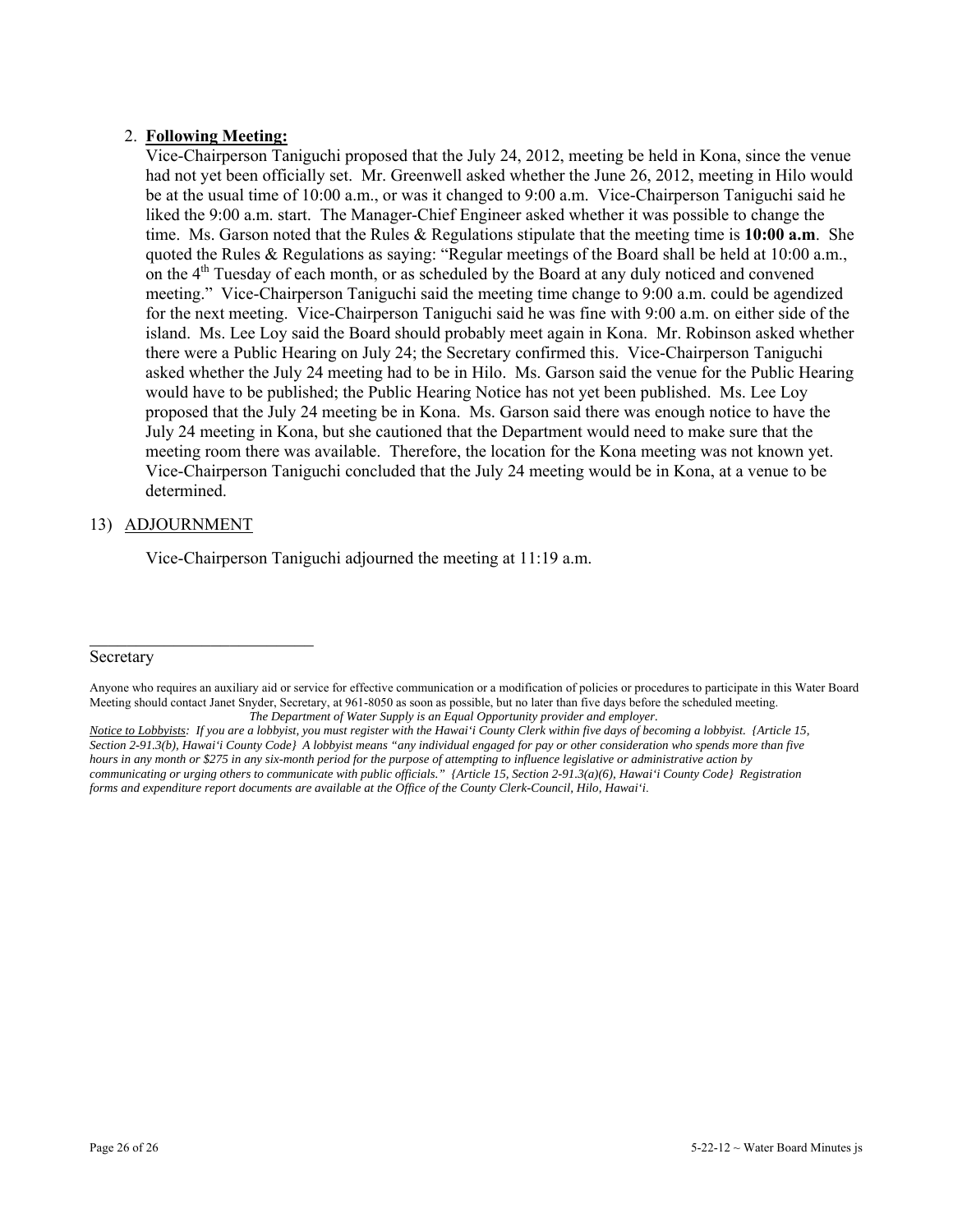2. **Following Meeting:**
   Vice-Chairperson Taniguchi proposed that the July 24, 2012, meeting be held in Kona, since the venue had not yet been officially set. Mr. Greenwell asked whether the June 26, 2012, meeting in Hilo would be at the usual time of 10:00 a.m., or was it changed to 9:00 a.m. Vice-Chairperson Taniguchi said he liked the 9:00 a.m. start. The Manager-Chief Engineer asked whether it was possible to change the time. Ms. Garson noted that the Rules & Regulations stipulate that the meeting time is **10:00 a.m**. She quoted the Rules & Regulations as saying: "Regular meetings of the Board shall be held at 10:00 a.m., on the 4th Tuesday of each month, or as scheduled by the Board at any duly noticed and convened meeting." Vice-Chairperson Taniguchi said the meeting time change to 9:00 a.m. could be agendized for the next meeting. Vice-Chairperson Taniguchi said he was fine with 9:00 a.m. on either side of the island. Ms. Lee Loy said the Board should probably meet again in Kona. Mr. Robinson asked whether there were a Public Hearing on July 24; the Secretary confirmed this. Vice-Chairperson Taniguchi asked whether the July 24 meeting had to be in Hilo. Ms. Garson said the venue for the Public Hearing would have to be published; the Public Hearing Notice has not yet been published. Ms. Lee Loy proposed that the July 24 meeting be in Kona. Ms. Garson said there was enough notice to have the July 24 meeting in Kona, but she cautioned that the Department would need to make sure that the meeting room there was available. Therefore, the location for the Kona meeting was not known yet. Vice-Chairperson Taniguchi concluded that the July 24 meeting would be in Kona, at a venue to be determined.

13) ADJOURNMENT

Vice-Chairperson Taniguchi adjourned the meeting at 11:19 a.m.

___________________________
Secretary

Anyone who requires an auxiliary aid or service for effective communication or a modification of policies or procedures to participate in this Water Board Meeting should contact Janet Snyder, Secretary, at 961-8050 as soon as possible, but no later than five days before the scheduled meeting.

*The Department of Water Supply is an Equal Opportunity provider and employer.*

*Notice to Lobbyists: If you are a lobbyist, you must register with the Hawai'i County Clerk within five days of becoming a lobbyist. {Article 15, Section 2-91.3(b), Hawai'i County Code} A lobbyist means "any individual engaged for pay or other consideration who spends more than five hours in any month or $275 in any six-month period for the purpose of attempting to influence legislative or administrative action by communicating or urging others to communicate with public officials." {Article 15, Section 2-91.3(a)(6), Hawai'i County Code} Registration forms and expenditure report documents are available at the Office of the County Clerk-Council, Hilo, Hawai'i.*